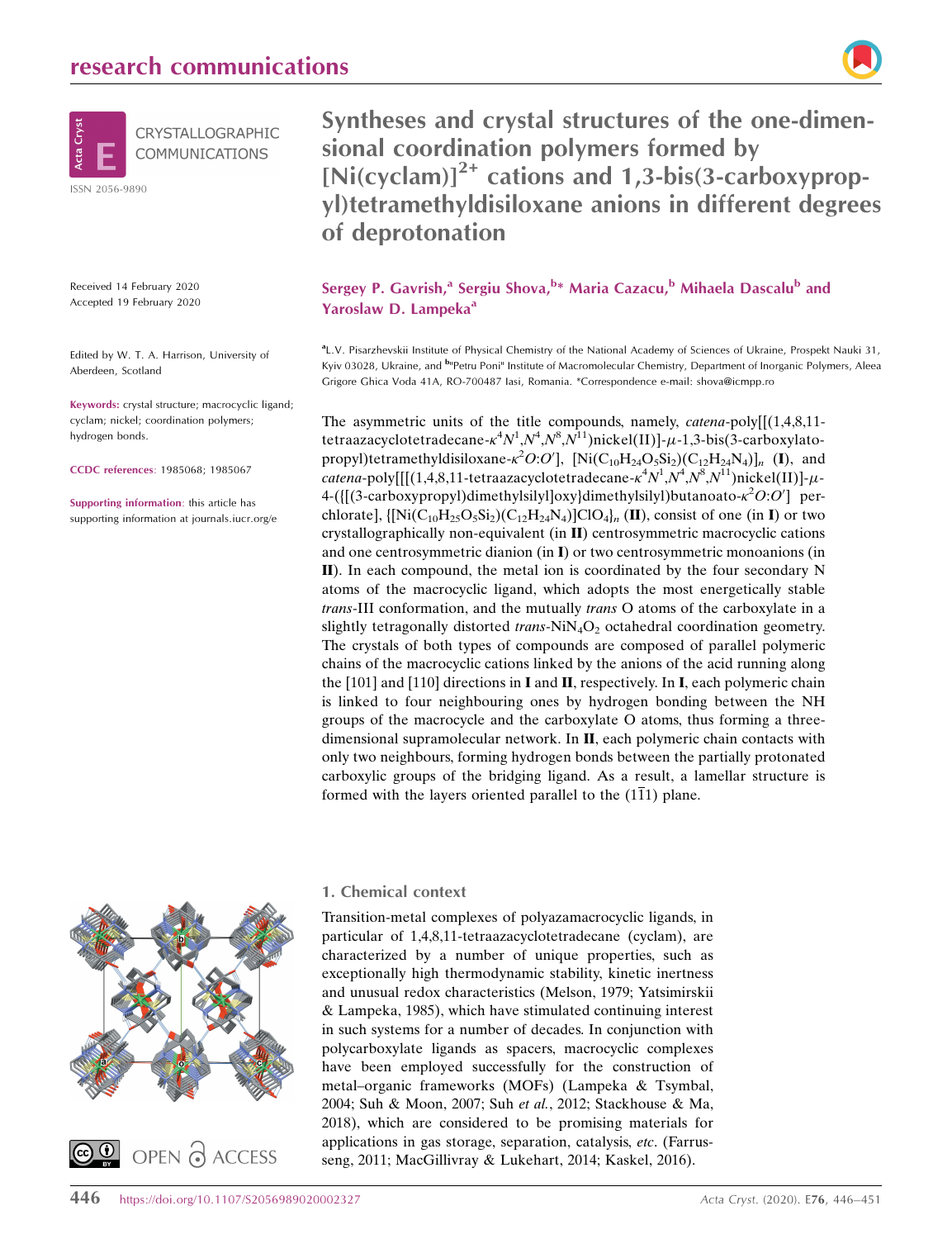research communications

CRYSTALLOGRAPHIC COMMUNICATIONS

ISSN 2056-9890

# Syntheses and crystal structures of the one-dimensional coordination polymers formed by $[Ni(cyclam)]^{2+}$ cations and 1,3-bis(3-carboxypropyl)tetramethyldisiloxane anions in different degrees of deprotonation

**Sergey P. Gavrish,[a] Sergiu Shova,[b]* Maria Cazacu,[b] Mihaela Dascalu[b] and Yaroslaw D. Lampeka[a]**

[a]L.V. Pisarzhevskii Institute of Physical Chemistry of the National Academy of Sciences of Ukraine, Prospekt Nauki 31, Kyiv 03028, Ukraine, and [b]"Petru Poni" Institute of Macromolecular Chemistry, Department of Inorganic Polymers, Aleea Grigore Ghica Voda 41A, RO-700487 Iasi, Romania. *Correspondence e-mail: shova@icmpp.ro

Received 14 February 2020
Accepted 19 February 2020

Edited by W. T. A. Harrison, University of Aberdeen, Scotland

**Keywords:** crystal structure; macrocyclic ligand; cyclam; nickel; coordination polymers; hydrogen bonds.

**CCDC references**: 1985068; 1985067

**Supporting information**: this article has supporting information at journals.iucr.org/e

The asymmetric units of the title compounds, namely, *catena*-poly[[(1,4,8,11-tetraazacyclotetradecane-$\kappa^4N^1,N^4,N^8,N^{11}$)nickel(II)]-$\mu$-1,3-bis(3-carboxylatopropyl)tetramethyldisiloxane-$\kappa^2O$:$O'$], $[Ni(C_{10}H_{24}O_5Si_2)(C_{12}H_{24}N_4)]_n$ (**I**), and *catena*-poly[[[(1,4,8,11-tetraazacyclotetradecane-$\kappa^4N^1,N^4,N^8,N^{11}$)nickel(II)]-$\mu$-4-({[(3-carboxypropyl)dimethylsilyl]oxy}dimethylsilyl)butanoato-$\kappa^2O$:$O'$] perchlorate], $\{[Ni(C_{10}H_{25}O_5Si_2)(C_{12}H_{24}N_4)]ClO_4\}_n$ (**II**), consist of one (in **I**) or two crystallographically non-equivalent (in **II**) centrosymmetric macrocyclic cations and one centrosymmetric dianion (in **I**) or two centrosymmetric monoanions (in **II**). In each compound, the metal ion is coordinated by the four secondary N atoms of the macrocyclic ligand, which adopts the most energetically stable *trans*-III conformation, and the mutually *trans* O atoms of the carboxylate in a slightly tetragonally distorted *trans*-$NiN_4O_2$ octahedral coordination geometry. The crystals of both types of compounds are composed of parallel polymeric chains of the macrocyclic cations linked by the anions of the acid running along the [101] and [110] directions in **I** and **II**, respectively. In **I**, each polymeric chain is linked to four neighbouring ones by hydrogen bonding between the NH groups of the macrocycle and the carboxylate O atoms, thus forming a three-dimensional supramolecular network. In **II**, each polymeric chain contacts with only two neighbours, forming hydrogen bonds between the partially protonated carboxylic groups of the bridging ligand. As a result, a lamellar structure is formed with the layers oriented parallel to the $(1\bar{1}1)$ plane.

OPEN ACCESS

## 1. Chemical context

Transition-metal complexes of polyazamacrocyclic ligands, in particular of 1,4,8,11-tetraazacyclotetradecane (cyclam), are characterized by a number of unique properties, such as exceptionally high thermodynamic stability, kinetic inertness and unusual redox characteristics (Melson, 1979; Yatsimirskii & Lampeka, 1985), which have stimulated continuing interest in such systems for a number of decades. In conjunction with polycarboxylate ligands as spacers, macrocyclic complexes have been employed successfully for the construction of metal–organic frameworks (MOFs) (Lampeka & Tsymbal, 2004; Suh & Moon, 2007; Suh *et al.*, 2012; Stackhouse & Ma, 2018), which are considered to be promising materials for applications in gas storage, separation, catalysis, *etc*. (Farrusseng, 2011; MacGillivray & Lukehart, 2014; Kaskel, 2016).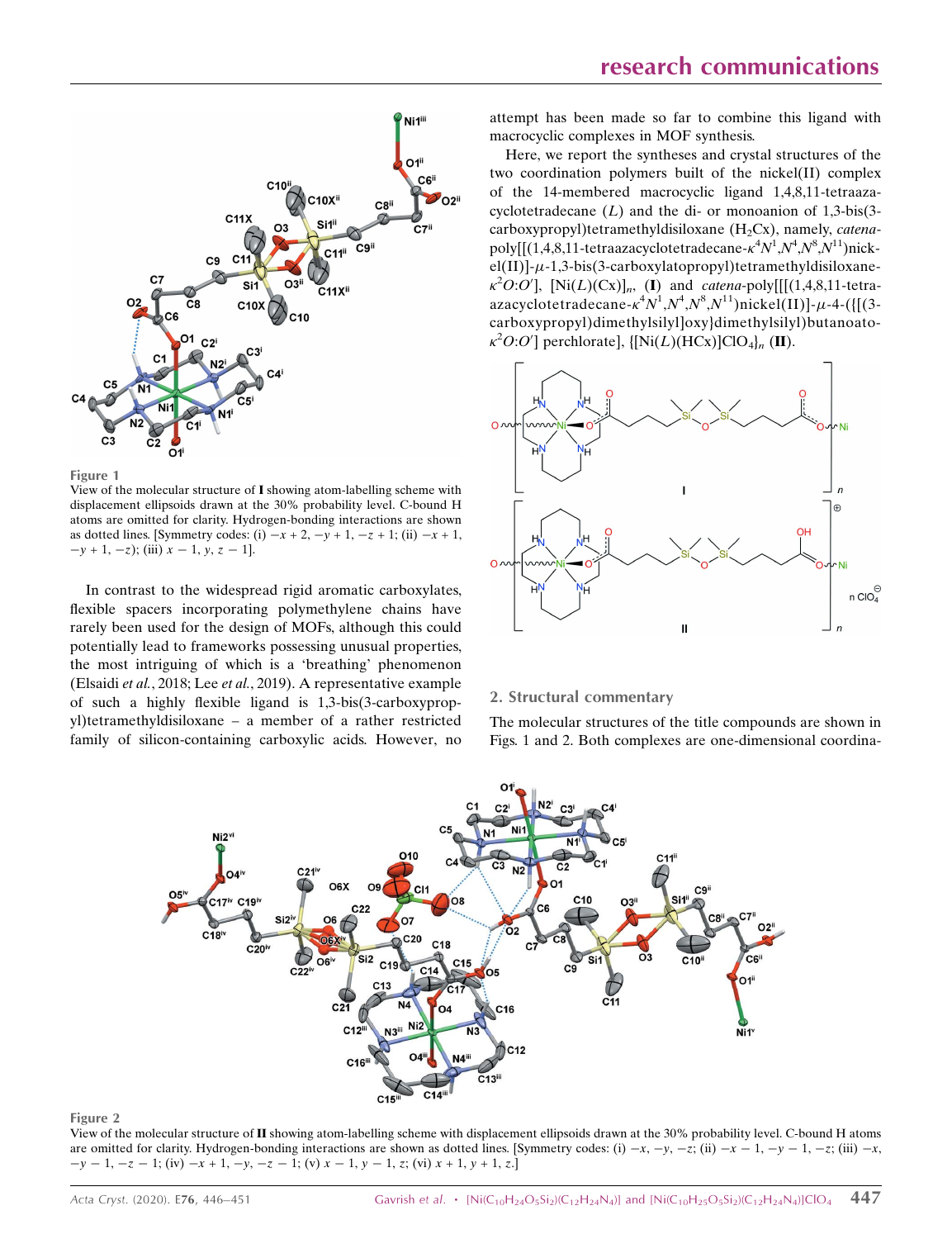Figure 1

View of the molecular structure of **I** showing atom-labelling scheme with displacement ellipsoids drawn at the 30% probability level. C-bound H atoms are omitted for clarity. Hydrogen-bonding interactions are shown as dotted lines. [Symmetry codes: (i) $-x + 2, -y + 1, -z + 1$; (ii) $-x + 1, -y + 1, -z$); (iii) $x - 1, y, z - 1$].

In contrast to the widespread rigid aromatic carboxylates, flexible spacers incorporating polymethylene chains have rarely been used for the design of MOFs, although this could potentially lead to frameworks possessing unusual properties, the most intriguing of which is a 'breathing' phenomenon (Elsaidi *et al.*, 2018; Lee *et al.*, 2019). A representative example of such a highly flexible ligand is 1,3-bis(3-carboxypropyl)tetramethyldisiloxane – a member of a rather restricted family of silicon-containing carboxylic acids. However, no attempt has been made so far to combine this ligand with macrocyclic complexes in MOF synthesis.

Here, we report the syntheses and crystal structures of the two coordination polymers built of the nickel(II) complex of the 14-membered macrocyclic ligand 1,4,8,11-tetraazacyclotetradecane (*L*) and the di- or monoanion of 1,3-bis(3-carboxypropyl)tetramethyldisiloxane ($H_2Cx$), namely, *catena*-poly[[(1,4,8,11-tetraazacyclotetradecane-$\kappa^4N^1,N^4,N^8,N^{11}$)nickel(II)]-$\mu$-1,3-bis(3-carboxylatopropyl)tetramethyldisiloxane-$\kappa^2O:O'$], $[Ni(L)(Cx)]_n$, (**I**) and *catena*-poly[[[(1,4,8,11-tetraazacyclotetradecane-$\kappa^4N^1,N^4,N^8,N^{11}$)nickel(II)]-$\mu$-4-({[(3-carboxypropyl)dimethylsilyl]oxy}dimethylsilyl)butanoato-$\kappa^2O:O'$] perchlorate], $\{[Ni(L)(HCx)]ClO_4\}_n$ (**II**).

## 2. Structural commentary

The molecular structures of the title compounds are shown in Figs. 1 and 2. Both complexes are one-dimensional coordina-

Figure 2

View of the molecular structure of **II** showing atom-labelling scheme with displacement ellipsoids drawn at the 30% probability level. C-bound H atoms are omitted for clarity. Hydrogen-bonding interactions are shown as dotted lines. [Symmetry codes: (i) $-x, -y, -z$; (ii) $-x - 1, -y - 1, -z$; (iii) $-x, -y - 1, -z - 1$; (iv) $-x + 1, -y, -z - 1$; (v) $x - 1, y - 1, z$; (vi) $x + 1, y + 1, z$.]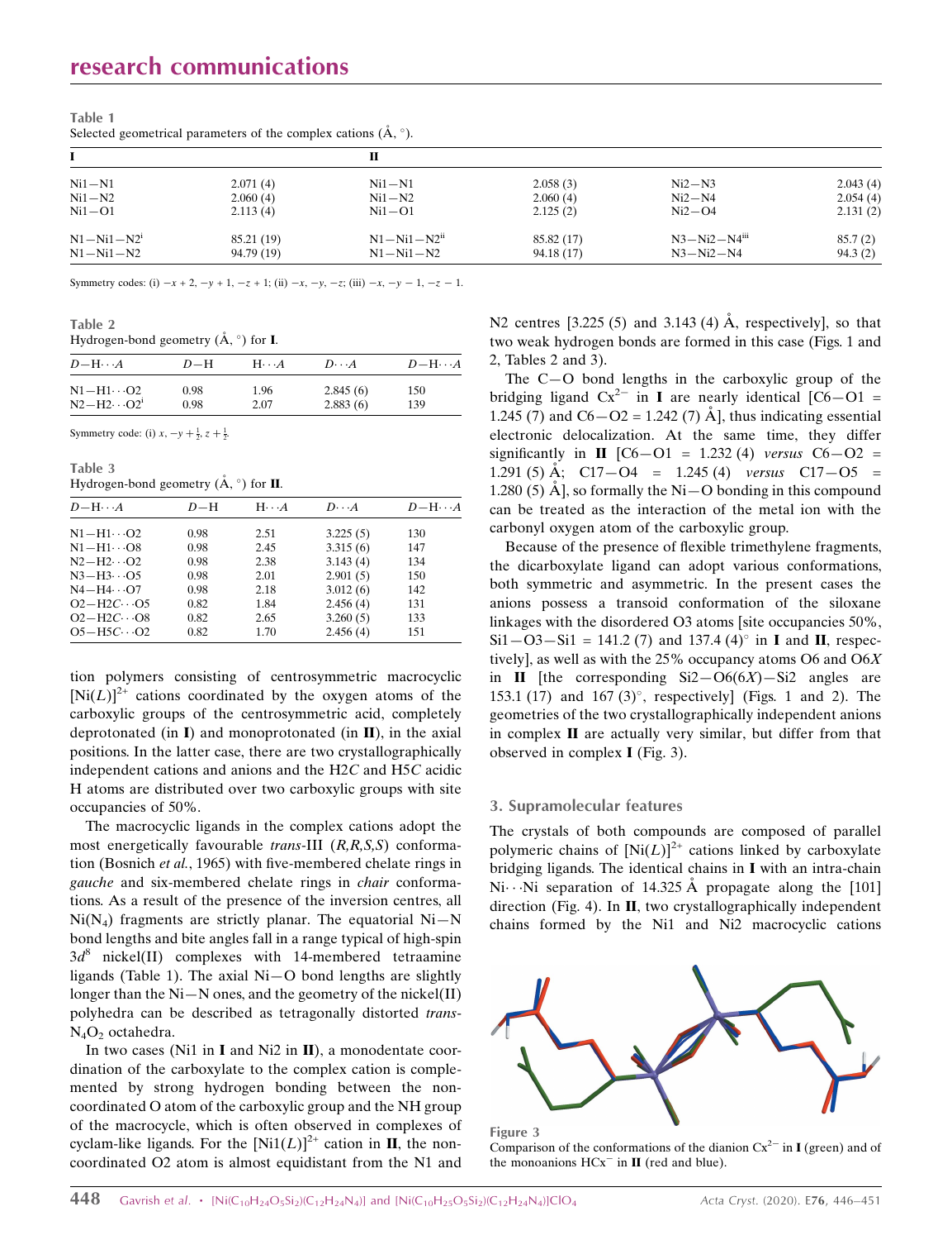**Table 1**
Selected geometrical parameters of the complex cations (Å, °).

| I | | II | | | |
|---|---|---|---|---|---|
| Ni1—N1 | 2.071 (4) | Ni1—N1 | 2.058 (3) | Ni2—N3 | 2.043 (4) |
| Ni1—N2 | 2.060 (4) | Ni1—N2 | 2.060 (4) | Ni2—N4 | 2.054 (4) |
| Ni1—O1 | 2.113 (4) | Ni1—O1 | 2.125 (2) | Ni2—O4 | 2.131 (2) |
| N1—Ni1—N2[i] | 85.21 (19) | N1—Ni1—N2[ii] | 85.82 (17) | N3—Ni2—N4[iii] | 85.7 (2) |
| N1—Ni1—N2 | 94.79 (19) | N1—Ni1—N2 | 94.18 (17) | N3—Ni2—N4 | 94.3 (2) |

Symmetry codes: (i) $-x + 2, -y + 1, -z + 1$; (ii) $-x, -y, -z$; (iii) $-x, -y - 1, -z - 1$.

**Table 2**
Hydrogen-bond geometry (Å, °) for **I**.

| $D$—H···$A$ | $D$—H | H···$A$ | $D$···$A$ | $D$—H···$A$ |
|---|---|---|---|---|
| N1—H1···O2 | 0.98 | 1.96 | 2.845 (6) | 150 |
| N2—H2···O2[i] | 0.98 | 2.07 | 2.883 (6) | 139 |

Symmetry code: (i) $x, -y + \frac{1}{2}, z + \frac{1}{2}$.

**Table 3**
Hydrogen-bond geometry (Å, °) for **II**.

| $D$—H···$A$ | $D$—H | H···$A$ | $D$···$A$ | $D$—H···$A$ |
|---|---|---|---|---|
| N1—H1···O2 | 0.98 | 2.51 | 3.225 (5) | 130 |
| N1—H1···O8 | 0.98 | 2.45 | 3.315 (6) | 147 |
| N2—H2···O2 | 0.98 | 2.38 | 3.143 (4) | 134 |
| N3—H3···O5 | 0.98 | 2.01 | 2.901 (5) | 150 |
| N4—H4···O7 | 0.98 | 2.18 | 3.012 (6) | 142 |
| O2—H2C···O5 | 0.82 | 1.84 | 2.456 (4) | 131 |
| O2—H2C···O8 | 0.82 | 2.65 | 3.260 (5) | 133 |
| O5—H5C···O2 | 0.82 | 1.70 | 2.456 (4) | 151 |

tion polymers consisting of centrosymmetric macrocyclic $[Ni(L)]^{2+}$ cations coordinated by the oxygen atoms of the carboxylic groups of the centrosymmetric acid, completely deprotonated (in **I**) and monoprotonated (in **II**), in the axial positions. In the latter case, there are two crystallographically independent cations and anions and the H2*C* and H5*C* acidic H atoms are distributed over two carboxylic groups with site occupancies of 50%.

The macrocyclic ligands in the complex cations adopt the most energetically favourable *trans*-III (*R,R,S,S*) conformation (Bosnich *et al.*, 1965) with five-membered chelate rings in *gauche* and six-membered chelate rings in *chair* conformations. As a result of the presence of the inversion centres, all $Ni(N_4)$ fragments are strictly planar. The equatorial Ni—N bond lengths and bite angles fall in a range typical of high-spin $3d^8$ nickel(II) complexes with 14-membered tetraamine ligands (Table 1). The axial Ni—O bond lengths are slightly longer than the Ni—N ones, and the geometry of the nickel(II) polyhedra can be described as tetragonally distorted *trans*-$N_4O_2$ octahedra.

In two cases (Ni1 in **I** and Ni2 in **II**), a monodentate coordination of the carboxylate to the complex cation is complemented by strong hydrogen bonding between the non-coordinated O atom of the carboxylic group and the NH group of the macrocycle, which is often observed in complexes of cyclam-like ligands. For the $[Ni1(L)]^{2+}$ cation in **II**, the non-coordinated O2 atom is almost equidistant from the N1 and N2 centres [3.225 (5) and 3.143 (4) Å, respectively], so that two weak hydrogen bonds are formed in this case (Figs. 1 and 2, Tables 2 and 3).

The C—O bond lengths in the carboxylic group of the bridging ligand $Cx^{2-}$ in **I** are nearly identical [C6—O1 = 1.245 (7) and C6—O2 = 1.242 (7) Å], thus indicating essential electronic delocalization. At the same time, they differ significantly in **II** [C6—O1 = 1.232 (4) *versus* C6—O2 = 1.291 (5) Å; C17—O4 = 1.245 (4) *versus* C17—O5 = 1.280 (5) Å], so formally the Ni—O bonding in this compound can be treated as the interaction of the metal ion with the carbonyl oxygen atom of the carboxylic group.

Because of the presence of flexible trimethylene fragments, the dicarboxylate ligand can adopt various conformations, both symmetric and asymmetric. In the present cases the anions possess a transoid conformation of the siloxane linkages with the disordered O3 atoms [site occupancies 50%, Si1—O3—Si1 = 141.2 (7) and 137.4 (4)° in **I** and **II**, respectively], as well as with the 25% occupancy atoms O6 and O6*X* in **II** [the corresponding Si2—O6(6*X*)—Si2 angles are 153.1 (17) and 167 (3)°, respectively] (Figs. 1 and 2). The geometries of the two crystallographically independent anions in complex **II** are actually very similar, but differ from that observed in complex **I** (Fig. 3).

## 3. Supramolecular features

The crystals of both compounds are composed of parallel polymeric chains of $[Ni(L)]^{2+}$ cations linked by carboxylate bridging ligands. The identical chains in **I** with an intra-chain Ni···Ni separation of 14.325 Å propagate along the [101] direction (Fig. 4). In **II**, two crystallographically independent chains formed by the Ni1 and Ni2 macrocyclic cations

**Figure 3**
Comparison of the conformations of the dianion $Cx^{2-}$ in **I** (green) and of the monoanions $HCx^{-}$ in **II** (red and blue).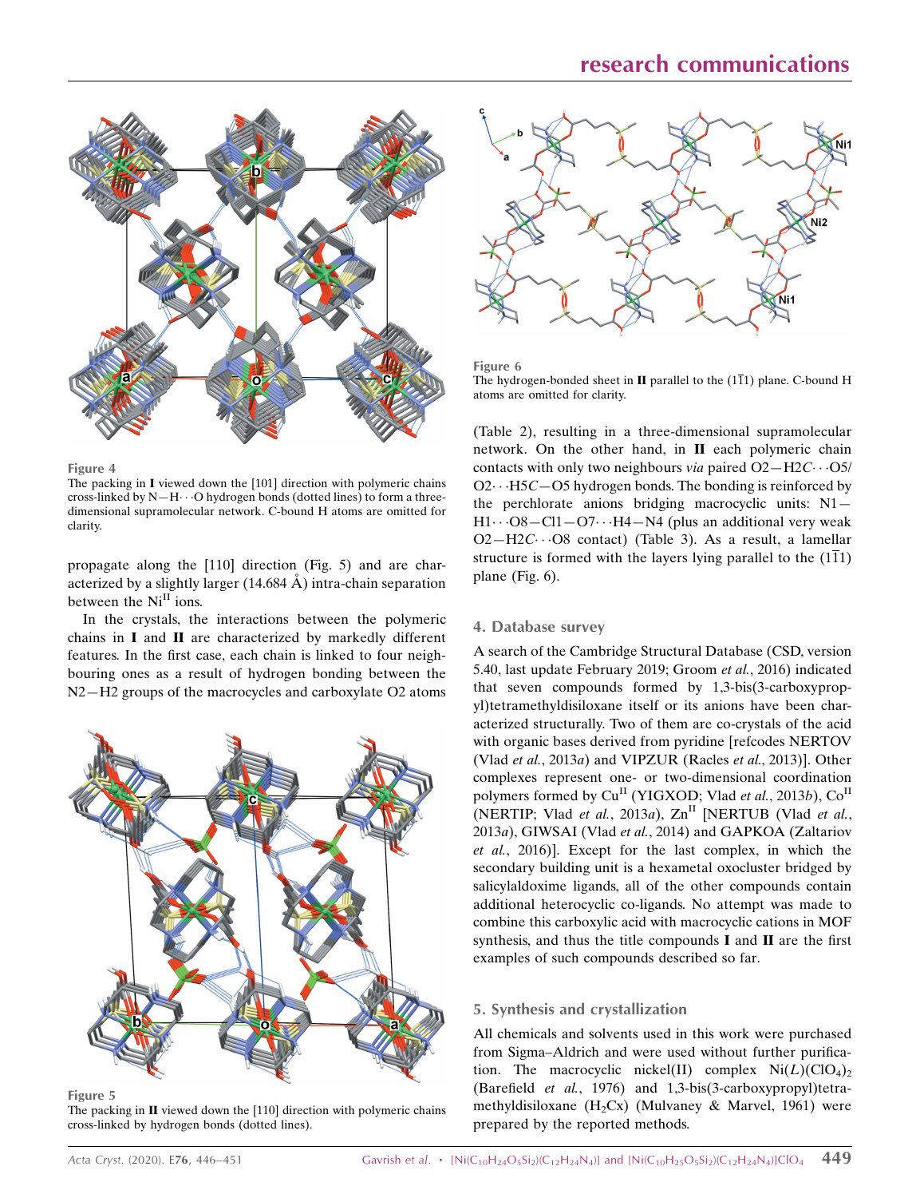Figure 4
The packing in **I** viewed down the [101] direction with polymeric chains cross-linked by N—H···O hydrogen bonds (dotted lines) to form a three-dimensional supramolecular network. C-bound H atoms are omitted for clarity.

propagate along the [110] direction (Fig. 5) and are characterized by a slightly larger (14.684 Å) intra-chain separation between the $Ni^{II}$ ions.

In the crystals, the interactions between the polymeric chains in **I** and **II** are characterized by markedly different features. In the first case, each chain is linked to four neighbouring ones as a result of hydrogen bonding between the N2—H2 groups of the macrocycles and carboxylate O2 atoms (Table 2), resulting in a three-dimensional supramolecular network. On the other hand, in **II** each polymeric chain contacts with only two neighbours *via* paired O2—H2*C*···O5/O2···H5*C*—O5 hydrogen bonds. The bonding is reinforced by the perchlorate anions bridging macrocyclic units: N1—H1···O8—Cl1—O7···H4—N4 (plus an additional very weak O2—H2*C*···O8 contact) (Table 3). As a result, a lamellar structure is formed with the layers lying parallel to the $(1\bar{1}1)$ plane (Fig. 6).

Figure 5
The packing in **II** viewed down the [110] direction with polymeric chains cross-linked by hydrogen bonds (dotted lines).

Figure 6
The hydrogen-bonded sheet in **II** parallel to the $(1\bar{1}1)$ plane. C-bound H atoms are omitted for clarity.

## 4. Database survey

A search of the Cambridge Structural Database (CSD, version 5.40, last update February 2019; Groom *et al.*, 2016) indicated that seven compounds formed by 1,3-bis(3-carboxypropyl)tetramethyldisiloxane itself or its anions have been characterized structurally. Two of them are co-crystals of the acid with organic bases derived from pyridine [refcodes NERTOV (Vlad *et al.*, 2013*a*) and VIPZUR (Racles *et al.*, 2013)]. Other complexes represent one- or two-dimensional coordination polymers formed by $Cu^{II}$ (YIGXOD; Vlad *et al.*, 2013*b*), $Co^{II}$ (NERTIP; Vlad *et al.*, 2013*a*), $Zn^{II}$ [NERTUB (Vlad *et al.*, 2013*a*), GIWSAI (Vlad *et al.*, 2014) and GAPKOA (Zaltariov *et al.*, 2016)]. Except for the last complex, in which the secondary building unit is a hexametal oxocluster bridged by salicylaldoxime ligands, all of the other compounds contain additional heterocyclic co-ligands. No attempt was made to combine this carboxylic acid with macrocyclic cations in MOF synthesis, and thus the title compounds **I** and **II** are the first examples of such compounds described so far.

## 5. Synthesis and crystallization

All chemicals and solvents used in this work were purchased from Sigma–Aldrich and were used without further purification. The macrocyclic nickel(II) complex $Ni(L)(ClO_4)_2$ (Barefield *et al.*, 1976) and 1,3-bis(3-carboxypropyl)tetramethyldisiloxane ($H_2Cx$) (Mulvaney & Marvel, 1961) were prepared by the reported methods.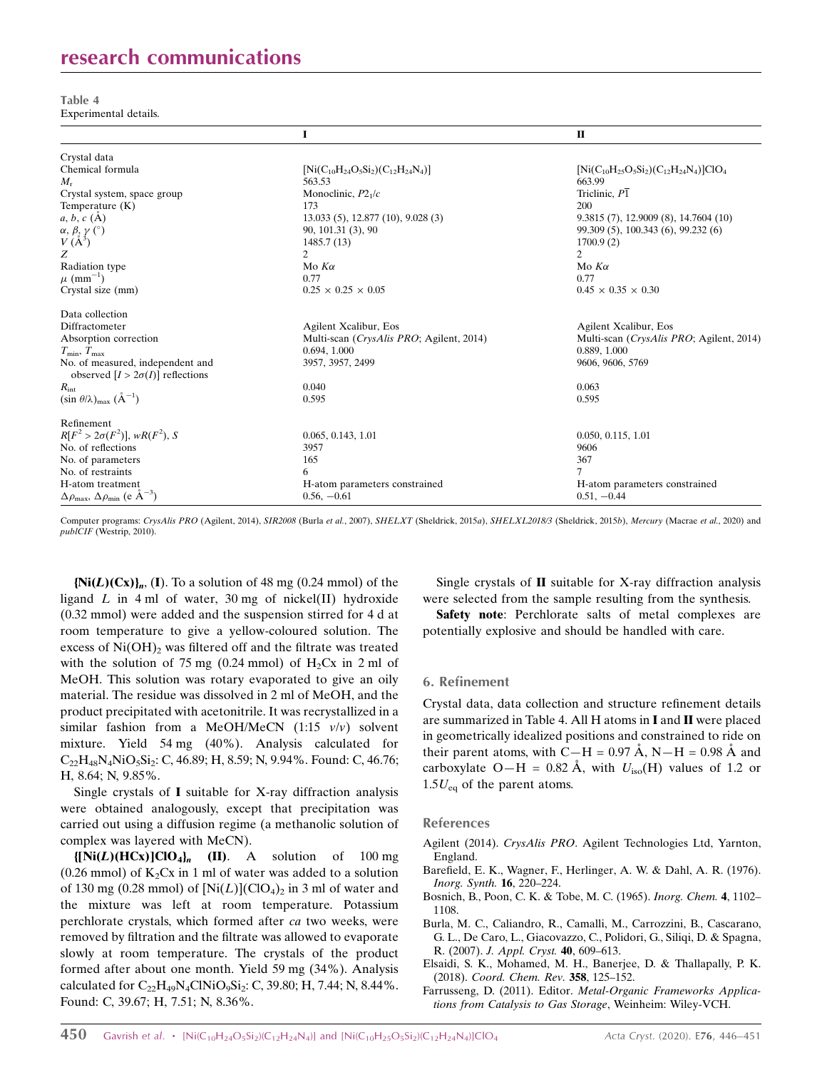Table 4
Experimental details.

| | I | II |
|---|---|---|
| Crystal data | | |
| Chemical formula | $[Ni(C_{10}H_{24}O_5Si_2)(C_{12}H_{24}N_4)]$ | $[Ni(C_{10}H_{25}O_5Si_2)(C_{12}H_{24}N_4)]ClO_4$ |
| $M_r$ | 563.53 | 663.99 |
| Crystal system, space group | Monoclinic, $P2_1/c$ | Triclinic, $P\overline{1}$ |
| Temperature (K) | 173 | 200 |
| $a$, $b$, $c$ (Å) | 13.033 (5), 12.877 (10), 9.028 (3) | 9.3815 (7), 12.9009 (8), 14.7604 (10) |
| $\alpha$, $\beta$, $\gamma$ (°) | 90, 101.31 (3), 90 | 99.309 (5), 100.343 (6), 99.232 (6) |
| $V$ (Å$^3$) | 1485.7 (13) | 1700.9 (2) |
| $Z$ | 2 | 2 |
| Radiation type | Mo $K\alpha$ | Mo $K\alpha$ |
| $\mu$ (mm$^{-1}$) | 0.77 | 0.77 |
| Crystal size (mm) | 0.25 × 0.25 × 0.05 | 0.45 × 0.35 × 0.30 |
| Data collection | | |
| Diffractometer | Agilent Xcalibur, Eos | Agilent Xcalibur, Eos |
| Absorption correction | Multi-scan (*CrysAlis PRO*; Agilent, 2014) | Multi-scan (*CrysAlis PRO*; Agilent, 2014) |
| $T_{min}$, $T_{max}$ | 0.694, 1.000 | 0.889, 1.000 |
| No. of measured, independent and observed [$I > 2\sigma(I)$] reflections | 3957, 3957, 2499 | 9606, 9606, 5769 |
| $R_{int}$ | 0.040 | 0.063 |
| $(\sin \theta/\lambda)_{max}$ (Å$^{-1}$) | 0.595 | 0.595 |
| Refinement | | |
| $R[F^2 > 2\sigma(F^2)]$, $wR(F^2)$, $S$ | 0.065, 0.143, 1.01 | 0.050, 0.115, 1.01 |
| No. of reflections | 3957 | 9606 |
| No. of parameters | 165 | 367 |
| No. of restraints | 6 | 7 |
| H-atom treatment | H-atom parameters constrained | H-atom parameters constrained |
| $\Delta\rho_{max}$, $\Delta\rho_{min}$ (e Å$^{-3}$) | 0.56, −0.61 | 0.51, −0.44 |

Computer programs: *CrysAlis PRO* (Agilent, 2014), *SIR2008* (Burla *et al.*, 2007), *SHELXT* (Sheldrick, 2015*a*), *SHELXL2018/3* (Sheldrick, 2015*b*), *Mercury* (Macrae *et al.*, 2020) and *publCIF* (Westrip, 2010).

**$\{Ni(L)(Cx)\}_n$, (I)**. To a solution of 48 mg (0.24 mmol) of the ligand $L$ in 4 ml of water, 30 mg of nickel(II) hydroxide (0.32 mmol) were added and the suspension stirred for 4 d at room temperature to give a yellow-coloured solution. The excess of $Ni(OH)_2$ was filtered off and the filtrate was treated with the solution of 75 mg (0.24 mmol) of $H_2Cx$ in 2 ml of MeOH. This solution was rotary evaporated to give an oily material. The residue was dissolved in 2 ml of MeOH, and the product precipitated with acetonitrile. It was recrystallized in a similar fashion from a MeOH/MeCN (1:15 *v*/*v*) solvent mixture. Yield 54 mg (40%). Analysis calculated for $C_{22}H_{48}N_4NiO_5Si_2$: C, 46.89; H, 8.59; N, 9.94%. Found: C, 46.76; H, 8.64; N, 9.85%.

Single crystals of **I** suitable for X-ray diffraction analysis were obtained analogously, except that precipitation was carried out using a diffusion regime (a methanolic solution of complex was layered with MeCN).

**$\{[Ni(L)(HCx)]ClO_4\}_n$ (II)**. A solution of 100 mg (0.26 mmol) of $K_2Cx$ in 1 ml of water was added to a solution of 130 mg (0.28 mmol) of $[Ni(L)](ClO_4)_2$ in 3 ml of water and the mixture was left at room temperature. Potassium perchlorate crystals, which formed after *ca* two weeks, were removed by filtration and the filtrate was allowed to evaporate slowly at room temperature. The crystals of the product formed after about one month. Yield 59 mg (34%). Analysis calculated for $C_{22}H_{49}N_4ClNiO_9Si_2$: C, 39.80; H, 7.44; N, 8.44%. Found: C, 39.67; H, 7.51; N, 8.36%.

Single crystals of **II** suitable for X-ray diffraction analysis were selected from the sample resulting from the synthesis.

**Safety note**: Perchlorate salts of metal complexes are potentially explosive and should be handled with care.

## 6. Refinement

Crystal data, data collection and structure refinement details are summarized in Table 4. All H atoms in **I** and **II** were placed in geometrically idealized positions and constrained to ride on their parent atoms, with C—H = 0.97 Å, N—H = 0.98 Å and carboxylate O—H = 0.82 Å, with $U_{iso}$(H) values of 1.2 or 1.5$U_{eq}$ of the parent atoms.

## References

Agilent (2014). *CrysAlis PRO*. Agilent Technologies Ltd, Yarnton, England.

Barefield, E. K., Wagner, F., Herlinger, A. W. & Dahl, A. R. (1976). *Inorg. Synth.* **16**, 220–224.

Bosnich, B., Poon, C. K. & Tobe, M. C. (1965). *Inorg. Chem.* **4**, 1102–1108.

Burla, M. C., Caliandro, R., Camalli, M., Carrozzini, B., Cascarano, G. L., De Caro, L., Giacovazzo, C., Polidori, G., Siliqi, D. & Spagna, R. (2007). *J. Appl. Cryst.* **40**, 609–613.

Elsaidi, S. K., Mohamed, M. H., Banerjee, D. & Thallapally, P. K. (2018). *Coord. Chem. Rev.* **358**, 125–152.

Farrusseng, D. (2011). Editor. *Metal-Organic Frameworks Applications from Catalysis to Gas Storage*, Weinheim: Wiley-VCH.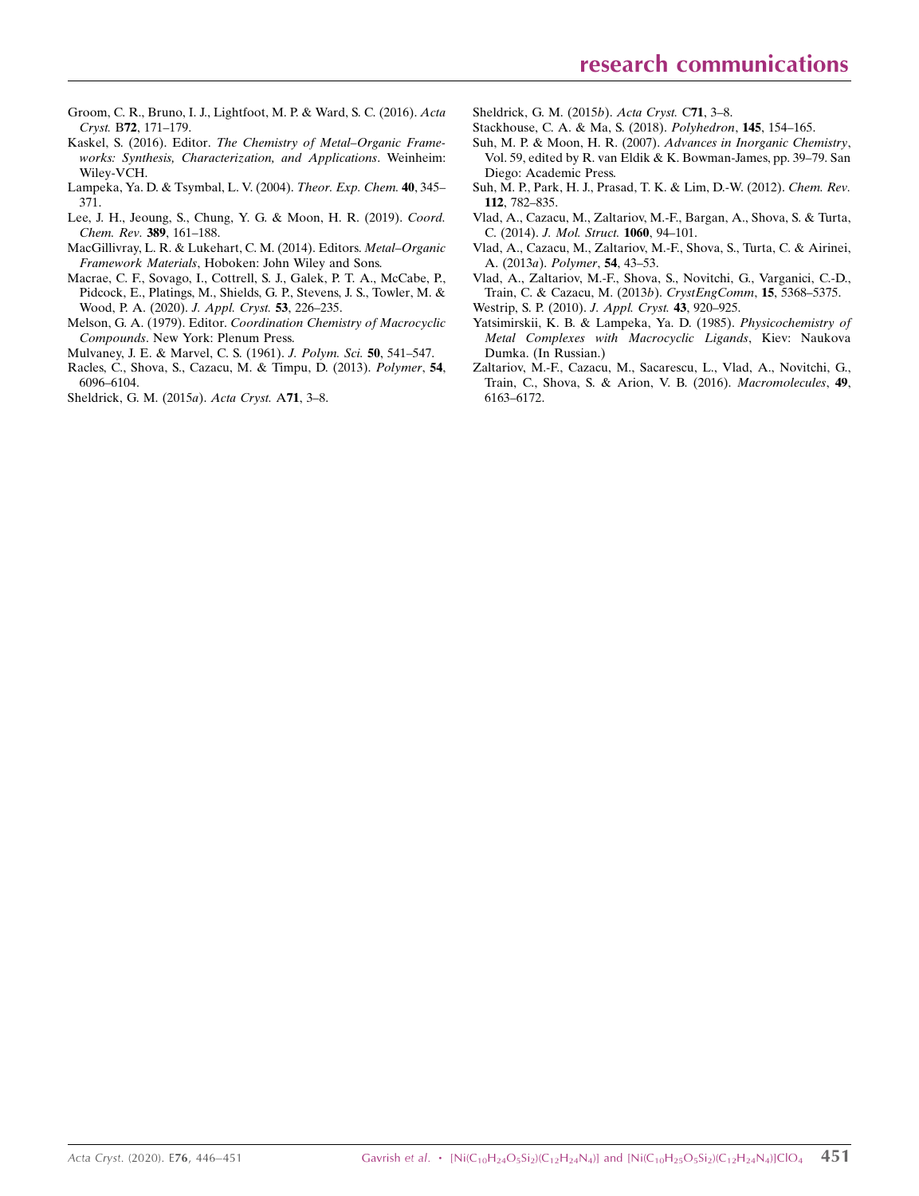Groom, C. R., Bruno, I. J., Lightfoot, M. P. & Ward, S. C. (2016). *Acta Cryst.* B**72**, 171–179.

Kaskel, S. (2016). Editor. *The Chemistry of Metal–Organic Frameworks: Synthesis, Characterization, and Applications*. Weinheim: Wiley-VCH.

Lampeka, Ya. D. & Tsymbal, L. V. (2004). *Theor. Exp. Chem.* **40**, 345–371.

Lee, J. H., Jeoung, S., Chung, Y. G. & Moon, H. R. (2019). *Coord. Chem. Rev.* **389**, 161–188.

MacGillivray, L. R. & Lukehart, C. M. (2014). Editors. *Metal–Organic Framework Materials*, Hoboken: John Wiley and Sons.

Macrae, C. F., Sovago, I., Cottrell, S. J., Galek, P. T. A., McCabe, P., Pidcock, E., Platings, M., Shields, G. P., Stevens, J. S., Towler, M. & Wood, P. A. (2020). *J. Appl. Cryst.* **53**, 226–235.

Melson, G. A. (1979). Editor. *Coordination Chemistry of Macrocyclic Compounds*. New York: Plenum Press.

Mulvaney, J. E. & Marvel, C. S. (1961). *J. Polym. Sci.* **50**, 541–547.

Racles, C., Shova, S., Cazacu, M. & Timpu, D. (2013). *Polymer*, **54**, 6096–6104.

Sheldrick, G. M. (2015*a*). *Acta Cryst.* A**71**, 3–8.

Sheldrick, G. M. (2015*b*). *Acta Cryst.* C**71**, 3–8.

Stackhouse, C. A. & Ma, S. (2018). *Polyhedron*, **145**, 154–165.

Suh, M. P. & Moon, H. R. (2007). *Advances in Inorganic Chemistry*, Vol. 59, edited by R. van Eldik & K. Bowman-James, pp. 39–79. San Diego: Academic Press.

Suh, M. P., Park, H. J., Prasad, T. K. & Lim, D.-W. (2012). *Chem. Rev.* **112**, 782–835.

Vlad, A., Cazacu, M., Zaltariov, M.-F., Bargan, A., Shova, S. & Turta, C. (2014). *J. Mol. Struct.* **1060**, 94–101.

Vlad, A., Cazacu, M., Zaltariov, M.-F., Shova, S., Turta, C. & Airinei, A. (2013*a*). *Polymer*, **54**, 43–53.

Vlad, A., Zaltariov, M.-F., Shova, S., Novitchi, G., Varganici, C.-D., Train, C. & Cazacu, M. (2013*b*). *CrystEngComm*, **15**, 5368–5375.

Westrip, S. P. (2010). *J. Appl. Cryst.* **43**, 920–925.

Yatsimirskii, K. B. & Lampeka, Ya. D. (1985). *Physicochemistry of Metal Complexes with Macrocyclic Ligands*, Kiev: Naukova Dumka. (In Russian.)

Zaltariov, M.-F., Cazacu, M., Sacarescu, L., Vlad, A., Novitchi, G., Train, C., Shova, S. & Arion, V. B. (2016). *Macromolecules*, **49**, 6163–6172.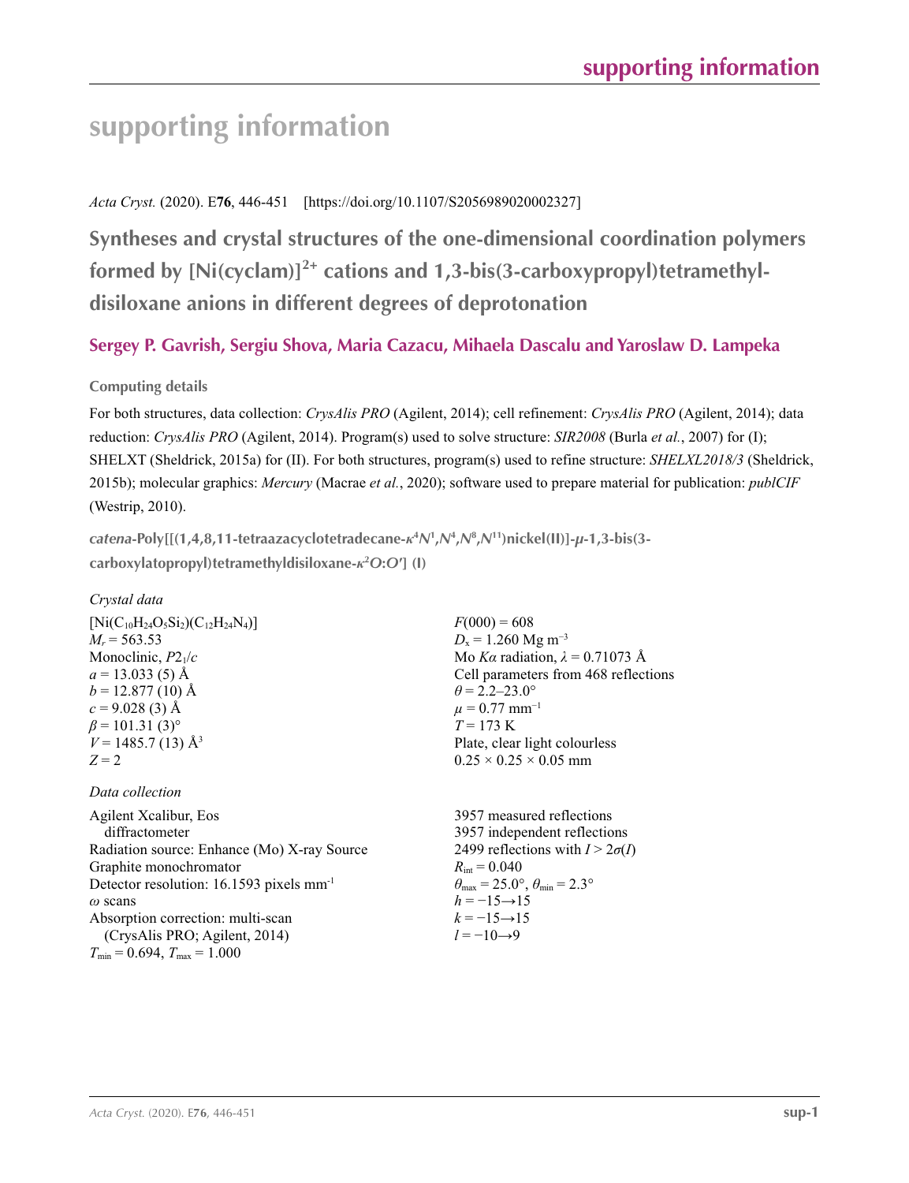# supporting information

*Acta Cryst.* (2020). E**76**, 446-451    [https://doi.org/10.1107/S2056989020002327]

## Syntheses and crystal structures of the one-dimensional coordination polymers formed by $[Ni(cyclam)]^{2+}$ cations and 1,3-bis(3-carboxypropyl)tetramethyldisiloxane anions in different degrees of deprotonation

### Sergey P. Gavrish, Sergiu Shova, Maria Cazacu, Mihaela Dascalu and Yaroslaw D. Lampeka

#### Computing details

For both structures, data collection: *CrysAlis PRO* (Agilent, 2014); cell refinement: *CrysAlis PRO* (Agilent, 2014); data reduction: *CrysAlis PRO* (Agilent, 2014). Program(s) used to solve structure: *SIR2008* (Burla *et al.*, 2007) for (I); SHELXT (Sheldrick, 2015a) for (II). For both structures, program(s) used to refine structure: *SHELXL2018/3* (Sheldrick, 2015b); molecular graphics: *Mercury* (Macrae *et al.*, 2020); software used to prepare material for publication: *publCIF* (Westrip, 2010).

#### *catena*-Poly[[(1,4,8,11-tetraazacyclotetradecane-$\kappa^4N^1,N^4,N^8,N^{11}$)nickel(II)]-$\mu$-1,3-bis(3-carboxylatopropyl)tetramethyldisiloxane-$\kappa^2O$:$O'$] (I)

*Crystal data*

$[Ni(C_{10}H_{24}O_5Si_2)(C_{12}H_{24}N_4)]$
$M_r = 563.53$
Monoclinic, $P2_1/c$
$a = 13.033$ (5) Å
$b = 12.877$ (10) Å
$c = 9.028$ (3) Å
$\beta = 101.31$ (3)°
$V = 1485.7$ (13) Å$^3$
$Z = 2$
$F(000) = 608$
$D_x = 1.260$ Mg m$^{-3}$
Mo $K\alpha$ radiation, $\lambda = 0.71073$ Å
Cell parameters from 468 reflections
$\theta = 2.2$–$23.0$°
$\mu = 0.77$ mm$^{-1}$
$T = 173$ K
Plate, clear light colourless
$0.25 \times 0.25 \times 0.05$ mm

*Data collection*

Agilent Xcalibur, Eos diffractometer
Radiation source: Enhance (Mo) X-ray Source
Graphite monochromator
Detector resolution: 16.1593 pixels mm$^{-1}$
$\omega$ scans
Absorption correction: multi-scan (CrysAlis PRO; Agilent, 2014)
$T_{min} = 0.694$, $T_{max} = 1.000$
3957 measured reflections
3957 independent reflections
2499 reflections with $I > 2\sigma(I)$
$R_{int} = 0.040$
$\theta_{max} = 25.0$°, $\theta_{min} = 2.3$°
$h = -15 \rightarrow 15$
$k = -15 \rightarrow 15$
$l = -10 \rightarrow 9$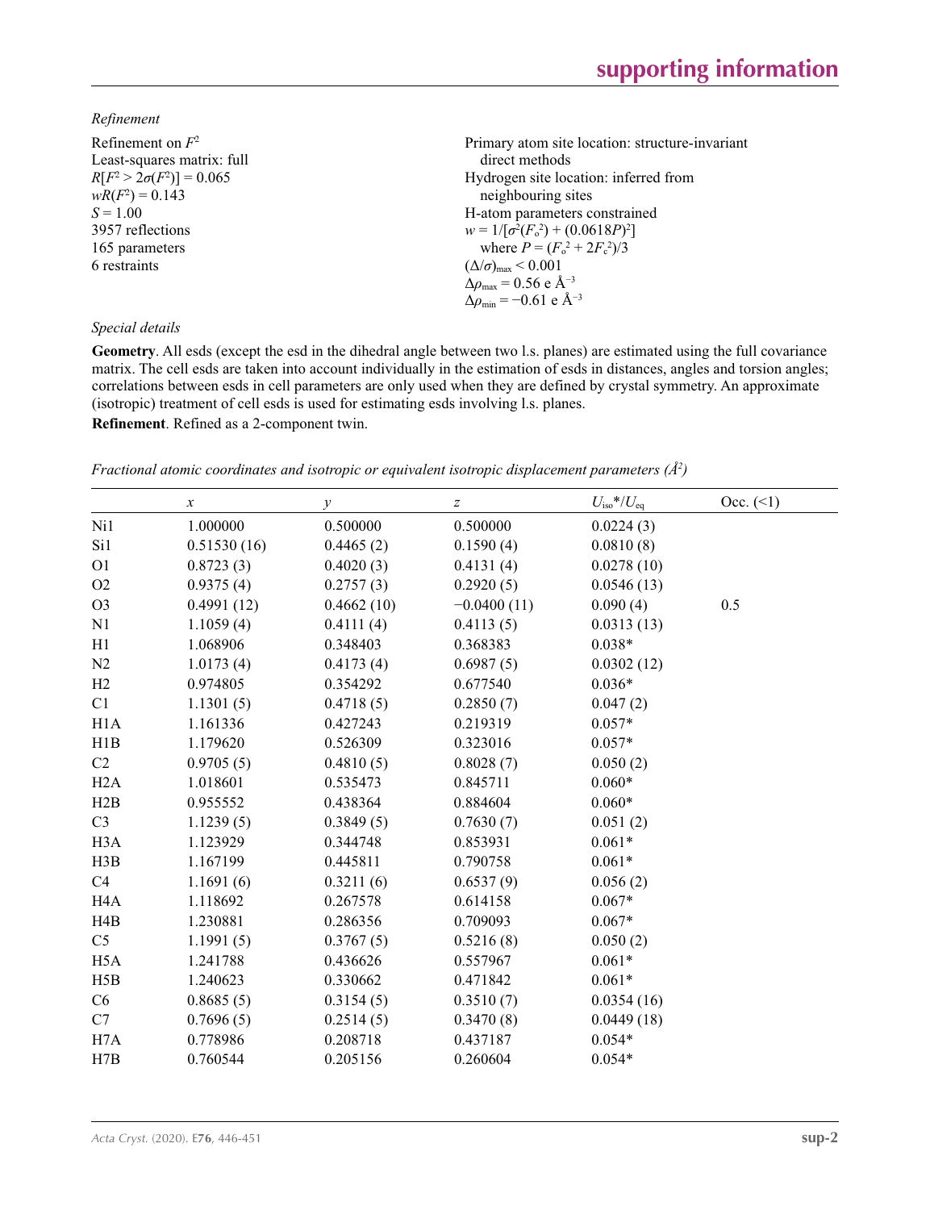*Refinement*

Refinement on $F^2$
Least-squares matrix: full
$R[F^2 > 2\sigma(F^2)] = 0.065$
$wR(F^2) = 0.143$
$S = 1.00$
3957 reflections
165 parameters
6 restraints
Primary atom site location: structure-invariant direct methods
Hydrogen site location: inferred from neighbouring sites
H-atom parameters constrained
$w = 1/[\sigma^2(F_o^2) + (0.0618P)^2]$
where $P = (F_o^2 + 2F_c^2)/3$
$(\Delta/\sigma)_{max} < 0.001$
$\Delta\rho_{max} = 0.56$ e Å$^{-3}$
$\Delta\rho_{min} = -0.61$ e Å$^{-3}$

*Special details*

**Geometry**. All esds (except the esd in the dihedral angle between two l.s. planes) are estimated using the full covariance matrix. The cell esds are taken into account individually in the estimation of esds in distances, angles and torsion angles; correlations between esds in cell parameters are only used when they are defined by crystal symmetry. An approximate (isotropic) treatment of cell esds is used for estimating esds involving l.s. planes.

**Refinement**. Refined as a 2-component twin.

*Fractional atomic coordinates and isotropic or equivalent isotropic displacement parameters (Å$^2$)*

| | $x$ | $y$ | $z$ | $U_{iso}$\*/$U_{eq}$ | Occ. (<1) |
|---|---|---|---|---|---|
| Ni1 | 1.000000 | 0.500000 | 0.500000 | 0.0224 (3) | |
| Si1 | 0.51530 (16) | 0.4465 (2) | 0.1590 (4) | 0.0810 (8) | |
| O1 | 0.8723 (3) | 0.4020 (3) | 0.4131 (4) | 0.0278 (10) | |
| O2 | 0.9375 (4) | 0.2757 (3) | 0.2920 (5) | 0.0546 (13) | |
| O3 | 0.4991 (12) | 0.4662 (10) | −0.0400 (11) | 0.090 (4) | 0.5 |
| N1 | 1.1059 (4) | 0.4111 (4) | 0.4113 (5) | 0.0313 (13) | |
| H1 | 1.068906 | 0.348403 | 0.368383 | 0.038* | |
| N2 | 1.0173 (4) | 0.4173 (4) | 0.6987 (5) | 0.0302 (12) | |
| H2 | 0.974805 | 0.354292 | 0.677540 | 0.036* | |
| C1 | 1.1301 (5) | 0.4718 (5) | 0.2850 (7) | 0.047 (2) | |
| H1A | 1.161336 | 0.427243 | 0.219319 | 0.057* | |
| H1B | 1.179620 | 0.526309 | 0.323016 | 0.057* | |
| C2 | 0.9705 (5) | 0.4810 (5) | 0.8028 (7) | 0.050 (2) | |
| H2A | 1.018601 | 0.535473 | 0.845711 | 0.060* | |
| H2B | 0.955552 | 0.438364 | 0.884604 | 0.060* | |
| C3 | 1.1239 (5) | 0.3849 (5) | 0.7630 (7) | 0.051 (2) | |
| H3A | 1.123929 | 0.344748 | 0.853931 | 0.061* | |
| H3B | 1.167199 | 0.445811 | 0.790758 | 0.061* | |
| C4 | 1.1691 (6) | 0.3211 (6) | 0.6537 (9) | 0.056 (2) | |
| H4A | 1.118692 | 0.267578 | 0.614158 | 0.067* | |
| H4B | 1.230881 | 0.286356 | 0.709093 | 0.067* | |
| C5 | 1.1991 (5) | 0.3767 (5) | 0.5216 (8) | 0.050 (2) | |
| H5A | 1.241788 | 0.436626 | 0.557967 | 0.061* | |
| H5B | 1.240623 | 0.330662 | 0.471842 | 0.061* | |
| C6 | 0.8685 (5) | 0.3154 (5) | 0.3510 (7) | 0.0354 (16) | |
| C7 | 0.7696 (5) | 0.2514 (5) | 0.3470 (8) | 0.0449 (18) | |
| H7A | 0.778986 | 0.208718 | 0.437187 | 0.054* | |
| H7B | 0.760544 | 0.205156 | 0.260604 | 0.054* | |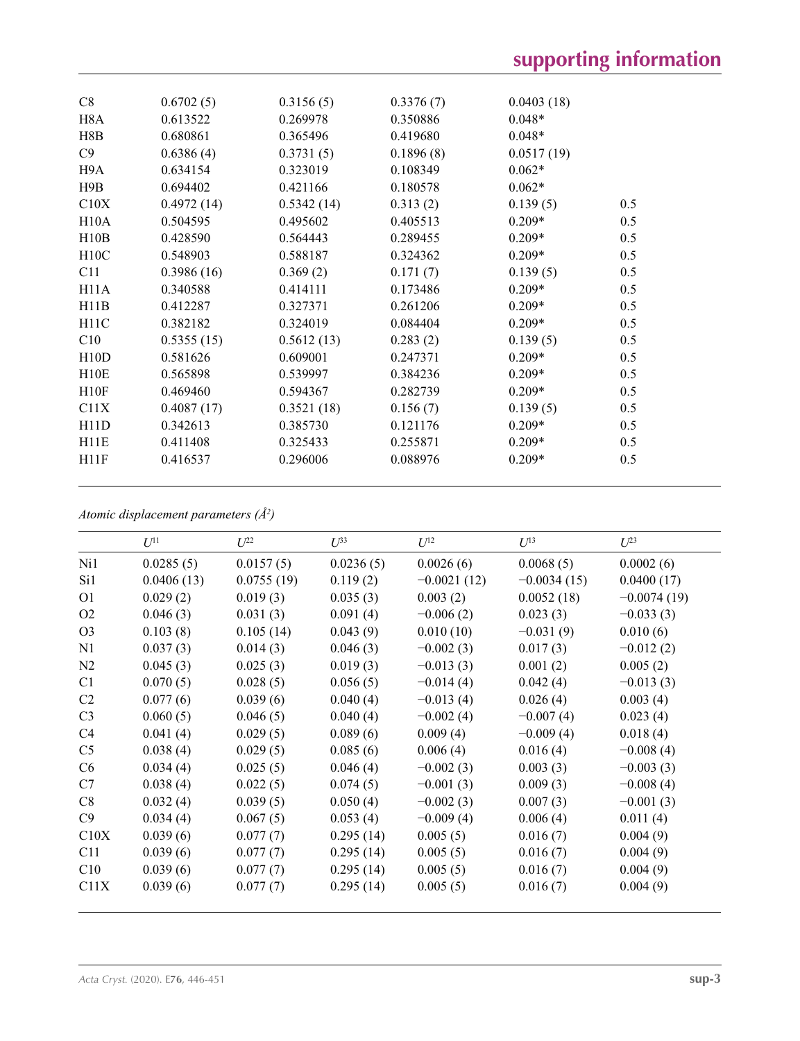| | | | | | |
|---|---|---|---|---|---|
| C8 | 0.6702 (5) | 0.3156 (5) | 0.3376 (7) | 0.0403 (18) | |
| H8A | 0.613522 | 0.269978 | 0.350886 | 0.048* | |
| H8B | 0.680861 | 0.365496 | 0.419680 | 0.048* | |
| C9 | 0.6386 (4) | 0.3731 (5) | 0.1896 (8) | 0.0517 (19) | |
| H9A | 0.634154 | 0.323019 | 0.108349 | 0.062* | |
| H9B | 0.694402 | 0.421166 | 0.180578 | 0.062* | |
| C10X | 0.4972 (14) | 0.5342 (14) | 0.313 (2) | 0.139 (5) | 0.5 |
| H10A | 0.504595 | 0.495602 | 0.405513 | 0.209* | 0.5 |
| H10B | 0.428590 | 0.564443 | 0.289455 | 0.209* | 0.5 |
| H10C | 0.548903 | 0.588187 | 0.324362 | 0.209* | 0.5 |
| C11 | 0.3986 (16) | 0.369 (2) | 0.171 (7) | 0.139 (5) | 0.5 |
| H11A | 0.340588 | 0.414111 | 0.173486 | 0.209* | 0.5 |
| H11B | 0.412287 | 0.327371 | 0.261206 | 0.209* | 0.5 |
| H11C | 0.382182 | 0.324019 | 0.084404 | 0.209* | 0.5 |
| C10 | 0.5355 (15) | 0.5612 (13) | 0.283 (2) | 0.139 (5) | 0.5 |
| H10D | 0.581626 | 0.609001 | 0.247371 | 0.209* | 0.5 |
| H10E | 0.565898 | 0.539997 | 0.384236 | 0.209* | 0.5 |
| H10F | 0.469460 | 0.594367 | 0.282739 | 0.209* | 0.5 |
| C11X | 0.4087 (17) | 0.3521 (18) | 0.156 (7) | 0.139 (5) | 0.5 |
| H11D | 0.342613 | 0.385730 | 0.121176 | 0.209* | 0.5 |
| H11E | 0.411408 | 0.325433 | 0.255871 | 0.209* | 0.5 |
| H11F | 0.416537 | 0.296006 | 0.088976 | 0.209* | 0.5 |

*Atomic displacement parameters (Å²)*

| | $U^{11}$ | $U^{22}$ | $U^{33}$ | $U^{12}$ | $U^{13}$ | $U^{23}$ |
|---|---|---|---|---|---|---|
| Ni1 | 0.0285 (5) | 0.0157 (5) | 0.0236 (5) | 0.0026 (6) | 0.0068 (5) | 0.0002 (6) |
| Si1 | 0.0406 (13) | 0.0755 (19) | 0.119 (2) | −0.0021 (12) | −0.0034 (15) | 0.0400 (17) |
| O1 | 0.029 (2) | 0.019 (3) | 0.035 (3) | 0.003 (2) | 0.0052 (18) | −0.0074 (19) |
| O2 | 0.046 (3) | 0.031 (3) | 0.091 (4) | −0.006 (2) | 0.023 (3) | −0.033 (3) |
| O3 | 0.103 (8) | 0.105 (14) | 0.043 (9) | 0.010 (10) | −0.031 (9) | 0.010 (6) |
| N1 | 0.037 (3) | 0.014 (3) | 0.046 (3) | −0.002 (3) | 0.017 (3) | −0.012 (2) |
| N2 | 0.045 (3) | 0.025 (3) | 0.019 (3) | −0.013 (3) | 0.001 (2) | 0.005 (2) |
| C1 | 0.070 (5) | 0.028 (5) | 0.056 (5) | −0.014 (4) | 0.042 (4) | −0.013 (3) |
| C2 | 0.077 (6) | 0.039 (6) | 0.040 (4) | −0.013 (4) | 0.026 (4) | 0.003 (4) |
| C3 | 0.060 (5) | 0.046 (5) | 0.040 (4) | −0.002 (4) | −0.007 (4) | 0.023 (4) |
| C4 | 0.041 (4) | 0.029 (5) | 0.089 (6) | 0.009 (4) | −0.009 (4) | 0.018 (4) |
| C5 | 0.038 (4) | 0.029 (5) | 0.085 (6) | 0.006 (4) | 0.016 (4) | −0.008 (4) |
| C6 | 0.034 (4) | 0.025 (5) | 0.046 (4) | −0.002 (3) | 0.003 (3) | −0.003 (3) |
| C7 | 0.038 (4) | 0.022 (5) | 0.074 (5) | −0.001 (3) | 0.009 (3) | −0.008 (4) |
| C8 | 0.032 (4) | 0.039 (5) | 0.050 (4) | −0.002 (3) | 0.007 (3) | −0.001 (3) |
| C9 | 0.034 (4) | 0.067 (5) | 0.053 (4) | −0.009 (4) | 0.006 (4) | 0.011 (4) |
| C10X | 0.039 (6) | 0.077 (7) | 0.295 (14) | 0.005 (5) | 0.016 (7) | 0.004 (9) |
| C11 | 0.039 (6) | 0.077 (7) | 0.295 (14) | 0.005 (5) | 0.016 (7) | 0.004 (9) |
| C10 | 0.039 (6) | 0.077 (7) | 0.295 (14) | 0.005 (5) | 0.016 (7) | 0.004 (9) |
| C11X | 0.039 (6) | 0.077 (7) | 0.295 (14) | 0.005 (5) | 0.016 (7) | 0.004 (9) |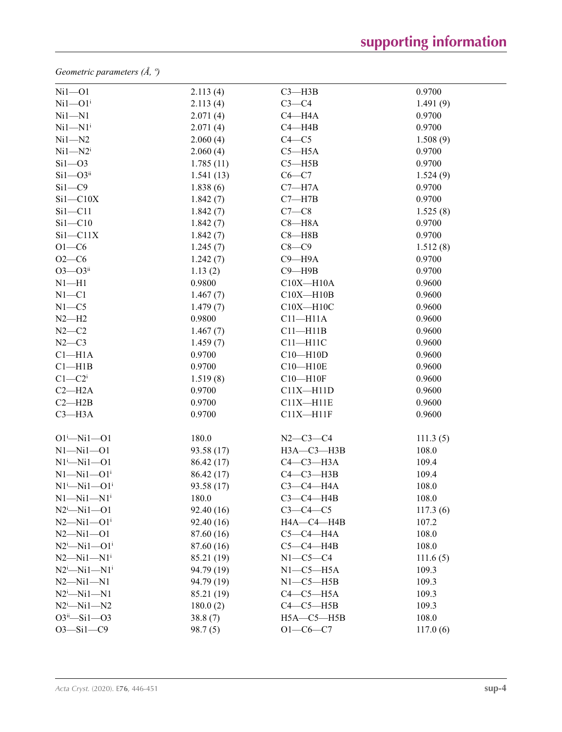*Geometric parameters (Å, º)*

| | | | |
|---|---|---|---|
| Ni1—O1 | 2.113 (4) | C3—H3B | 0.9700 |
| Ni1—O1$^{i}$ | 2.113 (4) | C3—C4 | 1.491 (9) |
| Ni1—N1 | 2.071 (4) | C4—H4A | 0.9700 |
| Ni1—N1$^{i}$ | 2.071 (4) | C4—H4B | 0.9700 |
| Ni1—N2 | 2.060 (4) | C4—C5 | 1.508 (9) |
| Ni1—N2$^{i}$ | 2.060 (4) | C5—H5A | 0.9700 |
| Si1—O3 | 1.785 (11) | C5—H5B | 0.9700 |
| Si1—O3$^{ii}$ | 1.541 (13) | C6—C7 | 1.524 (9) |
| Si1—C9 | 1.838 (6) | C7—H7A | 0.9700 |
| Si1—C10X | 1.842 (7) | C7—H7B | 0.9700 |
| Si1—C11 | 1.842 (7) | C7—C8 | 1.525 (8) |
| Si1—C10 | 1.842 (7) | C8—H8A | 0.9700 |
| Si1—C11X | 1.842 (7) | C8—H8B | 0.9700 |
| O1—C6 | 1.245 (7) | C8—C9 | 1.512 (8) |
| O2—C6 | 1.242 (7) | C9—H9A | 0.9700 |
| O3—O3$^{ii}$ | 1.13 (2) | C9—H9B | 0.9700 |
| N1—H1 | 0.9800 | C10X—H10A | 0.9600 |
| N1—C1 | 1.467 (7) | C10X—H10B | 0.9600 |
| N1—C5 | 1.479 (7) | C10X—H10C | 0.9600 |
| N2—H2 | 0.9800 | C11—H11A | 0.9600 |
| N2—C2 | 1.467 (7) | C11—H11B | 0.9600 |
| N2—C3 | 1.459 (7) | C11—H11C | 0.9600 |
| C1—H1A | 0.9700 | C10—H10D | 0.9600 |
| C1—H1B | 0.9700 | C10—H10E | 0.9600 |
| C1—C2$^{i}$ | 1.519 (8) | C10—H10F | 0.9600 |
| C2—H2A | 0.9700 | C11X—H11D | 0.9600 |
| C2—H2B | 0.9700 | C11X—H11E | 0.9600 |
| C3—H3A | 0.9700 | C11X—H11F | 0.9600 |
| | | | |
| O1$^{i}$—Ni1—O1 | 180.0 | N2—C3—C4 | 111.3 (5) |
| N1—Ni1—O1 | 93.58 (17) | H3A—C3—H3B | 108.0 |
| N1$^{i}$—Ni1—O1 | 86.42 (17) | C4—C3—H3A | 109.4 |
| N1—Ni1—O1$^{i}$ | 86.42 (17) | C4—C3—H3B | 109.4 |
| N1$^{i}$—Ni1—O1$^{i}$ | 93.58 (17) | C3—C4—H4A | 108.0 |
| N1—Ni1—N1$^{i}$ | 180.0 | C3—C4—H4B | 108.0 |
| N2$^{i}$—Ni1—O1 | 92.40 (16) | C3—C4—C5 | 117.3 (6) |
| N2—Ni1—O1$^{i}$ | 92.40 (16) | H4A—C4—H4B | 107.2 |
| N2—Ni1—O1 | 87.60 (16) | C5—C4—H4A | 108.0 |
| N2$^{i}$—Ni1—O1$^{i}$ | 87.60 (16) | C5—C4—H4B | 108.0 |
| N2—Ni1—N1$^{i}$ | 85.21 (19) | N1—C5—C4 | 111.6 (5) |
| N2$^{i}$—Ni1—N1$^{i}$ | 94.79 (19) | N1—C5—H5A | 109.3 |
| N2—Ni1—N1 | 94.79 (19) | N1—C5—H5B | 109.3 |
| N2$^{i}$—Ni1—N1 | 85.21 (19) | C4—C5—H5A | 109.3 |
| N2$^{i}$—Ni1—N2 | 180.0 (2) | C4—C5—H5B | 109.3 |
| O3$^{ii}$—Si1—O3 | 38.8 (7) | H5A—C5—H5B | 108.0 |
| O3—Si1—C9 | 98.7 (5) | O1—C6—C7 | 117.0 (6) |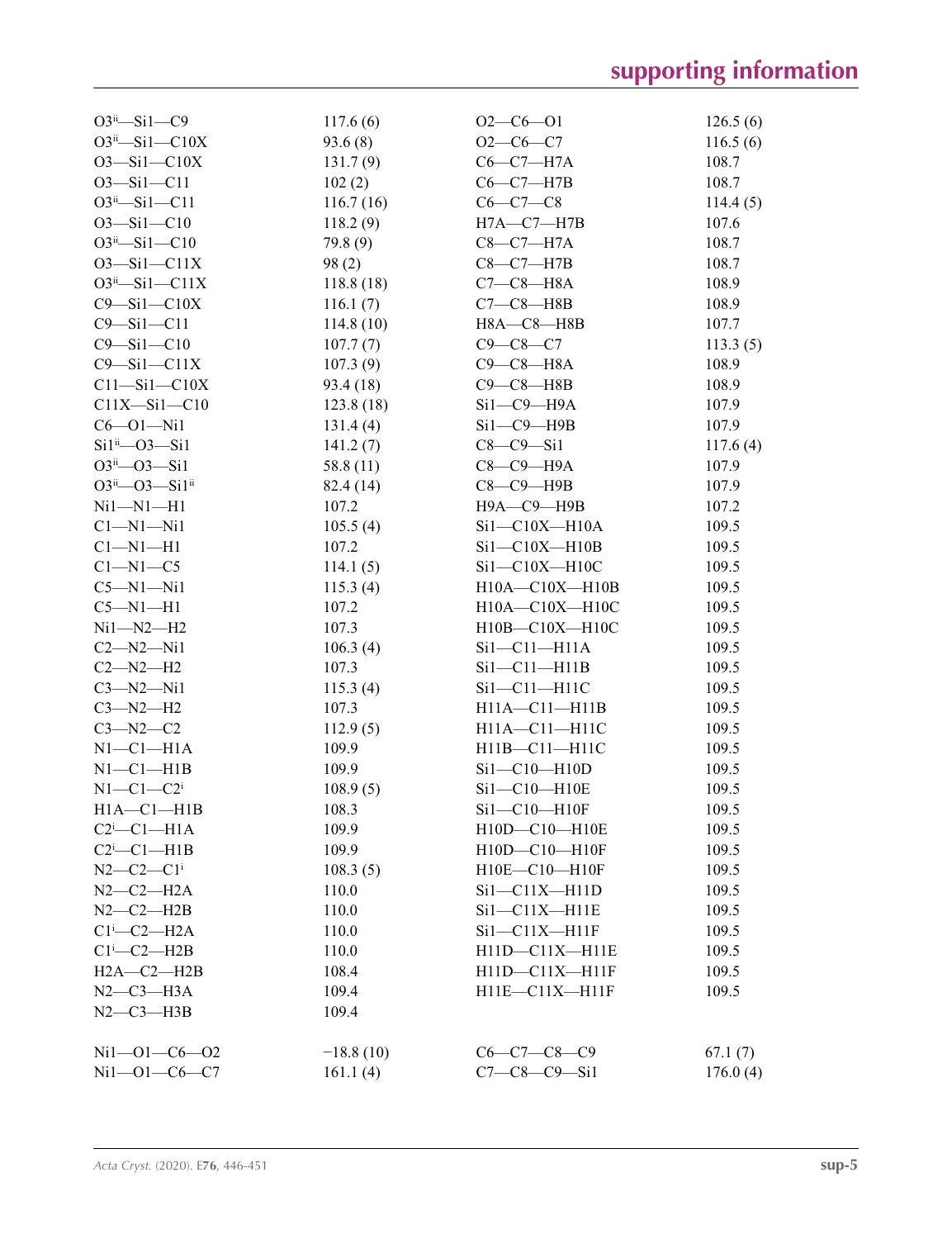| | | | |
|---|---|---|---|
| O3$^{ii}$—Si1—C9 | 117.6 (6) | O2—C6—O1 | 126.5 (6) |
| O3$^{ii}$—Si1—C10X | 93.6 (8) | O2—C6—C7 | 116.5 (6) |
| O3—Si1—C10X | 131.7 (9) | C6—C7—H7A | 108.7 |
| O3—Si1—C11 | 102 (2) | C6—C7—H7B | 108.7 |
| O3$^{ii}$—Si1—C11 | 116.7 (16) | C6—C7—C8 | 114.4 (5) |
| O3—Si1—C10 | 118.2 (9) | H7A—C7—H7B | 107.6 |
| O3$^{ii}$—Si1—C10 | 79.8 (9) | C8—C7—H7A | 108.7 |
| O3—Si1—C11X | 98 (2) | C8—C7—H7B | 108.7 |
| O3$^{ii}$—Si1—C11X | 118.8 (18) | C7—C8—H8A | 108.9 |
| C9—Si1—C10X | 116.1 (7) | C7—C8—H8B | 108.9 |
| C9—Si1—C11 | 114.8 (10) | H8A—C8—H8B | 107.7 |
| C9—Si1—C10 | 107.7 (7) | C9—C8—C7 | 113.3 (5) |
| C9—Si1—C11X | 107.3 (9) | C9—C8—H8A | 108.9 |
| C11—Si1—C10X | 93.4 (18) | C9—C8—H8B | 108.9 |
| C11X—Si1—C10 | 123.8 (18) | Si1—C9—H9A | 107.9 |
| C6—O1—Ni1 | 131.4 (4) | Si1—C9—H9B | 107.9 |
| Si1$^{ii}$—O3—Si1 | 141.2 (7) | C8—C9—Si1 | 117.6 (4) |
| O3$^{ii}$—O3—Si1 | 58.8 (11) | C8—C9—H9A | 107.9 |
| O3$^{ii}$—O3—Si1$^{ii}$ | 82.4 (14) | C8—C9—H9B | 107.9 |
| Ni1—N1—H1 | 107.2 | H9A—C9—H9B | 107.2 |
| C1—N1—Ni1 | 105.5 (4) | Si1—C10X—H10A | 109.5 |
| C1—N1—H1 | 107.2 | Si1—C10X—H10B | 109.5 |
| C1—N1—C5 | 114.1 (5) | Si1—C10X—H10C | 109.5 |
| C5—N1—Ni1 | 115.3 (4) | H10A—C10X—H10B | 109.5 |
| C5—N1—H1 | 107.2 | H10A—C10X—H10C | 109.5 |
| Ni1—N2—H2 | 107.3 | H10B—C10X—H10C | 109.5 |
| C2—N2—Ni1 | 106.3 (4) | Si1—C11—H11A | 109.5 |
| C2—N2—H2 | 107.3 | Si1—C11—H11B | 109.5 |
| C3—N2—Ni1 | 115.3 (4) | Si1—C11—H11C | 109.5 |
| C3—N2—H2 | 107.3 | H11A—C11—H11B | 109.5 |
| C3—N2—C2 | 112.9 (5) | H11A—C11—H11C | 109.5 |
| N1—C1—H1A | 109.9 | H11B—C11—H11C | 109.5 |
| N1—C1—H1B | 109.9 | Si1—C10—H10D | 109.5 |
| N1—C1—C2$^{i}$ | 108.9 (5) | Si1—C10—H10E | 109.5 |
| H1A—C1—H1B | 108.3 | Si1—C10—H10F | 109.5 |
| C2$^{i}$—C1—H1A | 109.9 | H10D—C10—H10E | 109.5 |
| C2$^{i}$—C1—H1B | 109.9 | H10D—C10—H10F | 109.5 |
| N2—C2—C1$^{i}$ | 108.3 (5) | H10E—C10—H10F | 109.5 |
| N2—C2—H2A | 110.0 | Si1—C11X—H11D | 109.5 |
| N2—C2—H2B | 110.0 | Si1—C11X—H11E | 109.5 |
| C1$^{i}$—C2—H2A | 110.0 | Si1—C11X—H11F | 109.5 |
| C1$^{i}$—C2—H2B | 110.0 | H11D—C11X—H11E | 109.5 |
| H2A—C2—H2B | 108.4 | H11D—C11X—H11F | 109.5 |
| N2—C3—H3A | 109.4 | H11E—C11X—H11F | 109.5 |
| N2—C3—H3B | 109.4 | | |

| | | | |
|---|---|---|---|
| Ni1—O1—C6—O2 | −18.8 (10) | C6—C7—C8—C9 | 67.1 (7) |
| Ni1—O1—C6—C7 | 161.1 (4) | C7—C8—C9—Si1 | 176.0 (4) |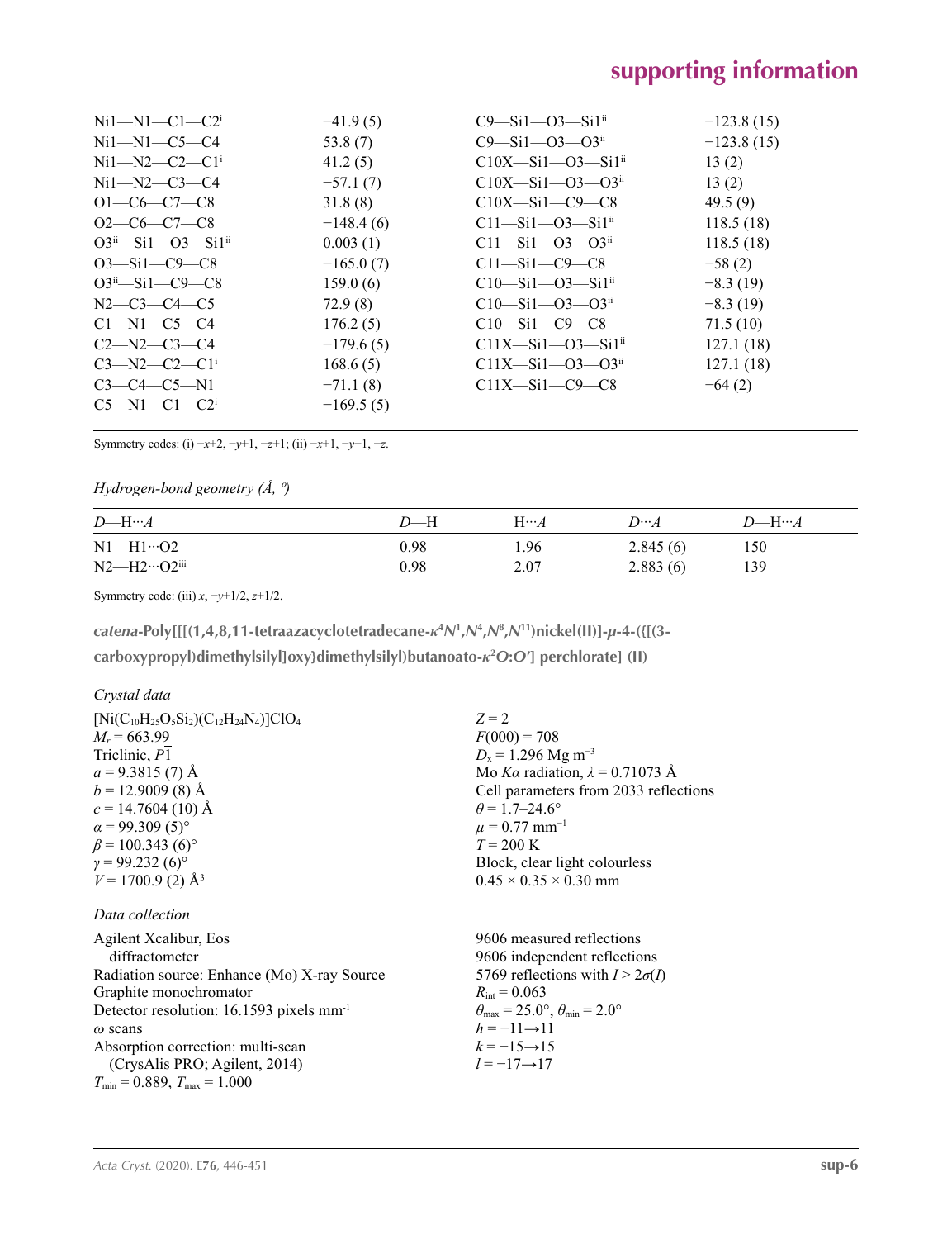| | | | |
|---|---|---|---|
| Ni1—N1—C1—C2$^{i}$ | −41.9 (5) | C9—Si1—O3—Si1$^{ii}$ | −123.8 (15) |
| Ni1—N1—C5—C4 | 53.8 (7) | C9—Si1—O3—O3$^{ii}$ | −123.8 (15) |
| Ni1—N2—C2—C1$^{i}$ | 41.2 (5) | C10X—Si1—O3—Si1$^{ii}$ | 13 (2) |
| Ni1—N2—C3—C4 | −57.1 (7) | C10X—Si1—O3—O3$^{ii}$ | 13 (2) |
| O1—C6—C7—C8 | 31.8 (8) | C10X—Si1—C9—C8 | 49.5 (9) |
| O2—C6—C7—C8 | −148.4 (6) | C11—Si1—O3—Si1$^{ii}$ | 118.5 (18) |
| O3$^{ii}$—Si1—O3—Si1$^{ii}$ | 0.003 (1) | C11—Si1—O3—O3$^{ii}$ | 118.5 (18) |
| O3—Si1—C9—C8 | −165.0 (7) | C11—Si1—C9—C8 | −58 (2) |
| O3$^{ii}$—Si1—C9—C8 | 159.0 (6) | C10—Si1—O3—Si1$^{ii}$ | −8.3 (19) |
| N2—C3—C4—C5 | 72.9 (8) | C10—Si1—O3—O3$^{ii}$ | −8.3 (19) |
| C1—N1—C5—C4 | 176.2 (5) | C10—Si1—C9—C8 | 71.5 (10) |
| C2—N2—C3—C4 | −179.6 (5) | C11X—Si1—O3—Si1$^{ii}$ | 127.1 (18) |
| C3—N2—C2—C1$^{i}$ | 168.6 (5) | C11X—Si1—O3—O3$^{ii}$ | 127.1 (18) |
| C3—C4—C5—N1 | −71.1 (8) | C11X—Si1—C9—C8 | −64 (2) |
| C5—N1—C1—C2$^{i}$ | −169.5 (5) | | |

Symmetry codes: (i) −*x*+2, −*y*+1, −*z*+1; (ii) −*x*+1, −*y*+1, −*z*.

*Hydrogen-bond geometry (Å, º)*

| *D*—H···*A* | *D*—H | H···*A* | *D*···*A* | *D*—H···*A* |
|---|---|---|---|---|
| N1—H1···O2 | 0.98 | 1.96 | 2.845 (6) | 150 |
| N2—H2···O2$^{iii}$ | 0.98 | 2.07 | 2.883 (6) | 139 |

Symmetry code: (iii) *x*, −*y*+1/2, *z*+1/2.

## *catena*-Poly[[[(1,4,8,11-tetraazacyclotetradecane-$\kappa^4N^1,N^4,N^8,N^{11}$)nickel(II)]-$\mu$-4-({[(3-carboxypropyl)dimethylsilyl]oxy}dimethylsilyl)butanoato-$\kappa^2O$:$O'$] perchlorate] (II)

*Crystal data*

| | |
|---|---|
| $[Ni(C_{10}H_{25}O_5Si_2)(C_{12}H_{24}N_4)]ClO_4$ | $Z = 2$ |
| $M_r = 663.99$ | $F(000) = 708$ |
| Triclinic, $P\overline{1}$ | $D_x = 1.296$ Mg m$^{-3}$ |
| $a = 9.3815$ (7) Å | Mo $K\alpha$ radiation, $\lambda = 0.71073$ Å |
| $b = 12.9009$ (8) Å | Cell parameters from 2033 reflections |
| $c = 14.7604$ (10) Å | $\theta = 1.7$–24.6° |
| $\alpha = 99.309$ (5)° | $\mu = 0.77$ mm$^{-1}$ |
| $\beta = 100.343$ (6)° | $T = 200$ K |
| $\gamma = 99.232$ (6)° | Block, clear light colourless |
| $V = 1700.9$ (2) Å$^3$ | 0.45 × 0.35 × 0.30 mm |

*Data collection*

| | |
|---|---|
| Agilent Xcalibur, Eos diffractometer | 9606 measured reflections |
| Radiation source: Enhance (Mo) X-ray Source | 9606 independent reflections |
| Graphite monochromator | 5769 reflections with $I > 2\sigma(I)$ |
| Detector resolution: 16.1593 pixels mm$^{-1}$ | $R_{int} = 0.063$ |
| $\omega$ scans | $\theta_{max} = 25.0°$, $\theta_{min} = 2.0°$ |
| Absorption correction: multi-scan (CrysAlis PRO; Agilent, 2014) | $h = -11 \rightarrow 11$ |
| $T_{min} = 0.889$, $T_{max} = 1.000$ | $k = -15 \rightarrow 15$ |
| | $l = -17 \rightarrow 17$ |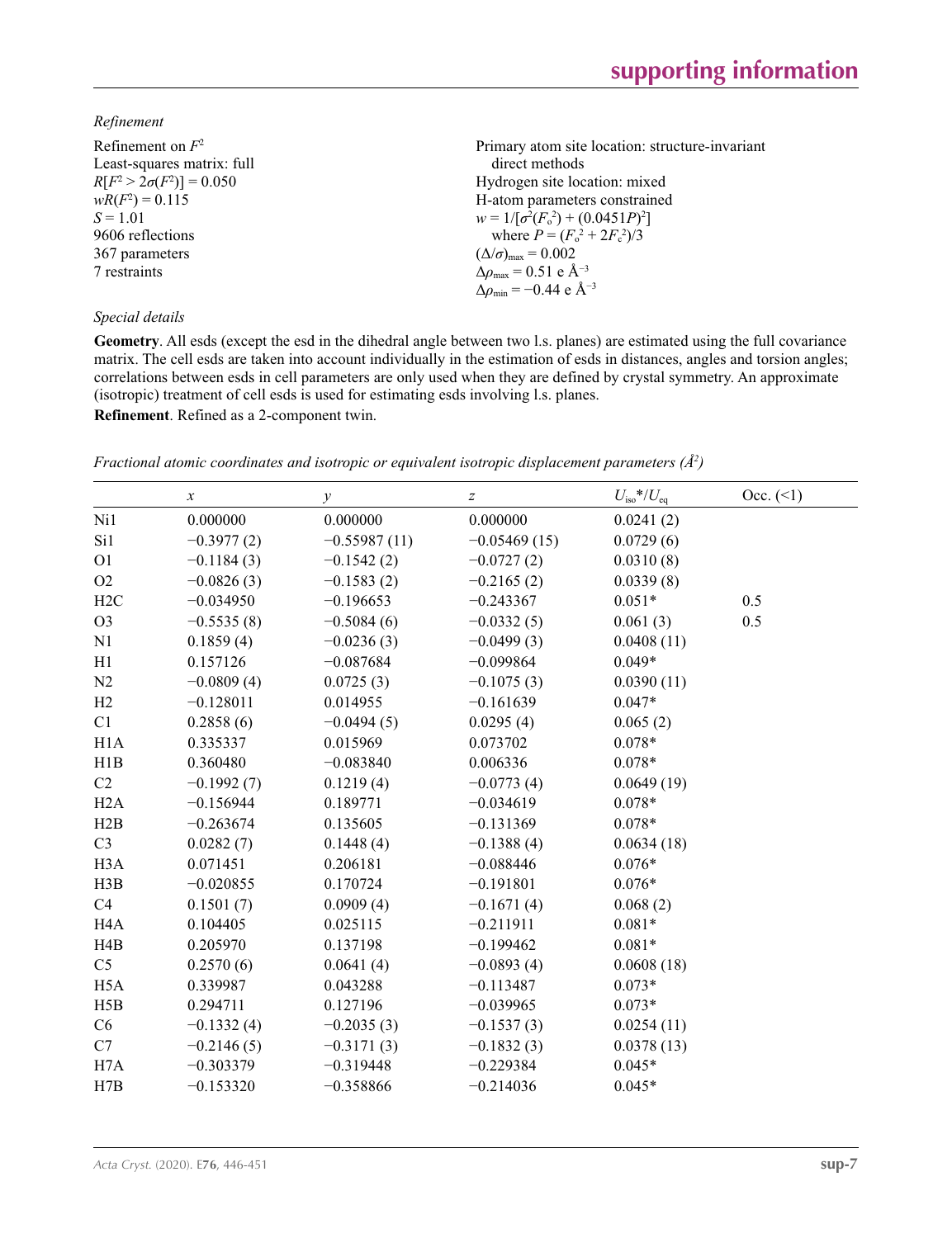*Refinement*

Refinement on $F^2$
Least-squares matrix: full
$R[F^2 > 2\sigma(F^2)] = 0.050$
$wR(F^2) = 0.115$
$S = 1.01$
9606 reflections
367 parameters
7 restraints
Primary atom site location: structure-invariant direct methods
Hydrogen site location: mixed
H-atom parameters constrained
$w = 1/[\sigma^2(F_o^2) + (0.0451P)^2]$
where $P = (F_o^2 + 2F_c^2)/3$
$(\Delta/\sigma)_{max} = 0.002$
$\Delta\rho_{max} = 0.51$ e Å$^{-3}$
$\Delta\rho_{min} = -0.44$ e Å$^{-3}$

*Special details*

**Geometry**. All esds (except the esd in the dihedral angle between two l.s. planes) are estimated using the full covariance matrix. The cell esds are taken into account individually in the estimation of esds in distances, angles and torsion angles; correlations between esds in cell parameters are only used when they are defined by crystal symmetry. An approximate (isotropic) treatment of cell esds is used for estimating esds involving l.s. planes.

**Refinement**. Refined as a 2-component twin.

*Fractional atomic coordinates and isotropic or equivalent isotropic displacement parameters (Å$^2$)*

| | $x$ | $y$ | $z$ | $U_{iso}$*/$U_{eq}$ | Occ. (<1) |
|---|---|---|---|---|---|
| Ni1 | 0.000000 | 0.000000 | 0.000000 | 0.0241 (2) | |
| Si1 | −0.3977 (2) | −0.55987 (11) | −0.05469 (15) | 0.0729 (6) | |
| O1 | −0.1184 (3) | −0.1542 (2) | −0.0727 (2) | 0.0310 (8) | |
| O2 | −0.0826 (3) | −0.1583 (2) | −0.2165 (2) | 0.0339 (8) | |
| H2C | −0.034950 | −0.196653 | −0.243367 | 0.051* | 0.5 |
| O3 | −0.5535 (8) | −0.5084 (6) | −0.0332 (5) | 0.061 (3) | 0.5 |
| N1 | 0.1859 (4) | −0.0236 (3) | −0.0499 (3) | 0.0408 (11) | |
| H1 | 0.157126 | −0.087684 | −0.099864 | 0.049* | |
| N2 | −0.0809 (4) | 0.0725 (3) | −0.1075 (3) | 0.0390 (11) | |
| H2 | −0.128011 | 0.014955 | −0.161639 | 0.047* | |
| C1 | 0.2858 (6) | −0.0494 (5) | 0.0295 (4) | 0.065 (2) | |
| H1A | 0.335337 | 0.015969 | 0.073702 | 0.078* | |
| H1B | 0.360480 | −0.083840 | 0.006336 | 0.078* | |
| C2 | −0.1992 (7) | 0.1219 (4) | −0.0773 (4) | 0.0649 (19) | |
| H2A | −0.156944 | 0.189771 | −0.034619 | 0.078* | |
| H2B | −0.263674 | 0.135605 | −0.131369 | 0.078* | |
| C3 | 0.0282 (7) | 0.1448 (4) | −0.1388 (4) | 0.0634 (18) | |
| H3A | 0.071451 | 0.206181 | −0.088446 | 0.076* | |
| H3B | −0.020855 | 0.170724 | −0.191801 | 0.076* | |
| C4 | 0.1501 (7) | 0.0909 (4) | −0.1671 (4) | 0.068 (2) | |
| H4A | 0.104405 | 0.025115 | −0.211911 | 0.081* | |
| H4B | 0.205970 | 0.137198 | −0.199462 | 0.081* | |
| C5 | 0.2570 (6) | 0.0641 (4) | −0.0893 (4) | 0.0608 (18) | |
| H5A | 0.339987 | 0.043288 | −0.113487 | 0.073* | |
| H5B | 0.294711 | 0.127196 | −0.039965 | 0.073* | |
| C6 | −0.1332 (4) | −0.2035 (3) | −0.1537 (3) | 0.0254 (11) | |
| C7 | −0.2146 (5) | −0.3171 (3) | −0.1832 (3) | 0.0378 (13) | |
| H7A | −0.303379 | −0.319448 | −0.229384 | 0.045* | |
| H7B | −0.153320 | −0.358866 | −0.214036 | 0.045* | |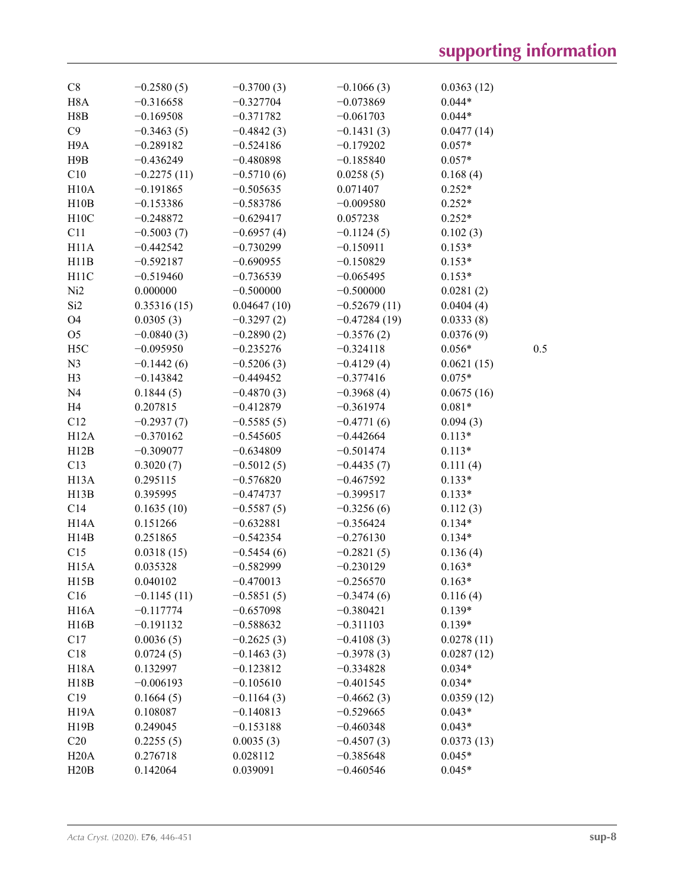| | | | | | |
|---|---|---|---|---|---|
| C8 | −0.2580 (5) | −0.3700 (3) | −0.1066 (3) | 0.0363 (12) | |
| H8A | −0.316658 | −0.327704 | −0.073869 | 0.044* | |
| H8B | −0.169508 | −0.371782 | −0.061703 | 0.044* | |
| C9 | −0.3463 (5) | −0.4842 (3) | −0.1431 (3) | 0.0477 (14) | |
| H9A | −0.289182 | −0.524186 | −0.179202 | 0.057* | |
| H9B | −0.436249 | −0.480898 | −0.185840 | 0.057* | |
| C10 | −0.2275 (11) | −0.5710 (6) | 0.0258 (5) | 0.168 (4) | |
| H10A | −0.191865 | −0.505635 | 0.071407 | 0.252* | |
| H10B | −0.153386 | −0.583786 | −0.009580 | 0.252* | |
| H10C | −0.248872 | −0.629417 | 0.057238 | 0.252* | |
| C11 | −0.5003 (7) | −0.6957 (4) | −0.1124 (5) | 0.102 (3) | |
| H11A | −0.442542 | −0.730299 | −0.150911 | 0.153* | |
| H11B | −0.592187 | −0.690955 | −0.150829 | 0.153* | |
| H11C | −0.519460 | −0.736539 | −0.065495 | 0.153* | |
| Ni2 | 0.000000 | −0.500000 | −0.500000 | 0.0281 (2) | |
| Si2 | 0.35316 (15) | 0.04647 (10) | −0.52679 (11) | 0.0404 (4) | |
| O4 | 0.0305 (3) | −0.3297 (2) | −0.47284 (19) | 0.0333 (8) | |
| O5 | −0.0840 (3) | −0.2890 (2) | −0.3576 (2) | 0.0376 (9) | |
| H5C | −0.095950 | −0.235276 | −0.324118 | 0.056* | 0.5 |
| N3 | −0.1442 (6) | −0.5206 (3) | −0.4129 (4) | 0.0621 (15) | |
| H3 | −0.143842 | −0.449452 | −0.377416 | 0.075* | |
| N4 | 0.1844 (5) | −0.4870 (3) | −0.3968 (4) | 0.0675 (16) | |
| H4 | 0.207815 | −0.412879 | −0.361974 | 0.081* | |
| C12 | −0.2937 (7) | −0.5585 (5) | −0.4771 (6) | 0.094 (3) | |
| H12A | −0.370162 | −0.545605 | −0.442664 | 0.113* | |
| H12B | −0.309077 | −0.634809 | −0.501474 | 0.113* | |
| C13 | 0.3020 (7) | −0.5012 (5) | −0.4435 (7) | 0.111 (4) | |
| H13A | 0.295115 | −0.576820 | −0.467592 | 0.133* | |
| H13B | 0.395995 | −0.474737 | −0.399517 | 0.133* | |
| C14 | 0.1635 (10) | −0.5587 (5) | −0.3256 (6) | 0.112 (3) | |
| H14A | 0.151266 | −0.632881 | −0.356424 | 0.134* | |
| H14B | 0.251865 | −0.542354 | −0.276130 | 0.134* | |
| C15 | 0.0318 (15) | −0.5454 (6) | −0.2821 (5) | 0.136 (4) | |
| H15A | 0.035328 | −0.582999 | −0.230129 | 0.163* | |
| H15B | 0.040102 | −0.470013 | −0.256570 | 0.163* | |
| C16 | −0.1145 (11) | −0.5851 (5) | −0.3474 (6) | 0.116 (4) | |
| H16A | −0.117774 | −0.657098 | −0.380421 | 0.139* | |
| H16B | −0.191132 | −0.588632 | −0.311103 | 0.139* | |
| C17 | 0.0036 (5) | −0.2625 (3) | −0.4108 (3) | 0.0278 (11) | |
| C18 | 0.0724 (5) | −0.1463 (3) | −0.3978 (3) | 0.0287 (12) | |
| H18A | 0.132997 | −0.123812 | −0.334828 | 0.034* | |
| H18B | −0.006193 | −0.105610 | −0.401545 | 0.034* | |
| C19 | 0.1664 (5) | −0.1164 (3) | −0.4662 (3) | 0.0359 (12) | |
| H19A | 0.108087 | −0.140813 | −0.529665 | 0.043* | |
| H19B | 0.249045 | −0.153188 | −0.460348 | 0.043* | |
| C20 | 0.2255 (5) | 0.0035 (3) | −0.4507 (3) | 0.0373 (13) | |
| H20A | 0.276718 | 0.028112 | −0.385648 | 0.045* | |
| H20B | 0.142064 | 0.039091 | −0.460546 | 0.045* | |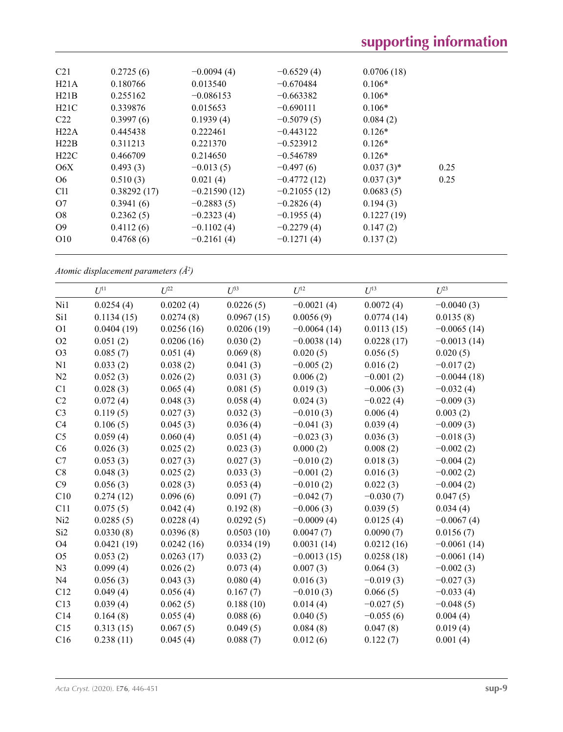| | | | | | |
|---|---|---|---|---|---|
| C21 | 0.2725 (6) | −0.0094 (4) | −0.6529 (4) | 0.0706 (18) | |
| H21A | 0.180766 | 0.013540 | −0.670484 | 0.106* | |
| H21B | 0.255162 | −0.086153 | −0.663382 | 0.106* | |
| H21C | 0.339876 | 0.015653 | −0.690111 | 0.106* | |
| C22 | 0.3997 (6) | 0.1939 (4) | −0.5079 (5) | 0.084 (2) | |
| H22A | 0.445438 | 0.222461 | −0.443122 | 0.126* | |
| H22B | 0.311213 | 0.221370 | −0.523912 | 0.126* | |
| H22C | 0.466709 | 0.214650 | −0.546789 | 0.126* | |
| O6X | 0.493 (3) | −0.013 (5) | −0.497 (6) | 0.037 (3)* | 0.25 |
| O6 | 0.510 (3) | 0.021 (4) | −0.4772 (12) | 0.037 (3)* | 0.25 |
| Cl1 | 0.38292 (17) | −0.21590 (12) | −0.21055 (12) | 0.0683 (5) | |
| O7 | 0.3941 (6) | −0.2883 (5) | −0.2826 (4) | 0.194 (3) | |
| O8 | 0.2362 (5) | −0.2323 (4) | −0.1955 (4) | 0.1227 (19) | |
| O9 | 0.4112 (6) | −0.1102 (4) | −0.2279 (4) | 0.147 (2) | |
| O10 | 0.4768 (6) | −0.2161 (4) | −0.1271 (4) | 0.137 (2) | |

*Atomic displacement parameters (Å²)*

| | $U^{11}$ | $U^{22}$ | $U^{33}$ | $U^{12}$ | $U^{13}$ | $U^{23}$ |
|---|---|---|---|---|---|---|
| Ni1 | 0.0254 (4) | 0.0202 (4) | 0.0226 (5) | −0.0021 (4) | 0.0072 (4) | −0.0040 (3) |
| Si1 | 0.1134 (15) | 0.0274 (8) | 0.0967 (15) | 0.0056 (9) | 0.0774 (14) | 0.0135 (8) |
| O1 | 0.0404 (19) | 0.0256 (16) | 0.0206 (19) | −0.0064 (14) | 0.0113 (15) | −0.0065 (14) |
| O2 | 0.051 (2) | 0.0206 (16) | 0.030 (2) | −0.0038 (14) | 0.0228 (17) | −0.0013 (14) |
| O3 | 0.085 (7) | 0.051 (4) | 0.069 (8) | 0.020 (5) | 0.056 (5) | 0.020 (5) |
| N1 | 0.033 (2) | 0.038 (2) | 0.041 (3) | −0.005 (2) | 0.016 (2) | −0.017 (2) |
| N2 | 0.052 (3) | 0.026 (2) | 0.031 (3) | 0.006 (2) | −0.001 (2) | −0.0044 (18) |
| C1 | 0.028 (3) | 0.065 (4) | 0.081 (5) | 0.019 (3) | −0.006 (3) | −0.032 (4) |
| C2 | 0.072 (4) | 0.048 (3) | 0.058 (4) | 0.024 (3) | −0.022 (4) | −0.009 (3) |
| C3 | 0.119 (5) | 0.027 (3) | 0.032 (3) | −0.010 (3) | 0.006 (4) | 0.003 (2) |
| C4 | 0.106 (5) | 0.045 (3) | 0.036 (4) | −0.041 (3) | 0.039 (4) | −0.009 (3) |
| C5 | 0.059 (4) | 0.060 (4) | 0.051 (4) | −0.023 (3) | 0.036 (3) | −0.018 (3) |
| C6 | 0.026 (3) | 0.025 (2) | 0.023 (3) | 0.000 (2) | 0.008 (2) | −0.002 (2) |
| C7 | 0.053 (3) | 0.027 (3) | 0.027 (3) | −0.010 (2) | 0.018 (3) | −0.004 (2) |
| C8 | 0.048 (3) | 0.025 (2) | 0.033 (3) | −0.001 (2) | 0.016 (3) | −0.002 (2) |
| C9 | 0.056 (3) | 0.028 (3) | 0.053 (4) | −0.010 (2) | 0.022 (3) | −0.004 (2) |
| C10 | 0.274 (12) | 0.096 (6) | 0.091 (7) | −0.042 (7) | −0.030 (7) | 0.047 (5) |
| C11 | 0.075 (5) | 0.042 (4) | 0.192 (8) | −0.006 (3) | 0.039 (5) | 0.034 (4) |
| Ni2 | 0.0285 (5) | 0.0228 (4) | 0.0292 (5) | −0.0009 (4) | 0.0125 (4) | −0.0067 (4) |
| Si2 | 0.0330 (8) | 0.0396 (8) | 0.0503 (10) | 0.0047 (7) | 0.0090 (7) | 0.0156 (7) |
| O4 | 0.0421 (19) | 0.0242 (16) | 0.0334 (19) | 0.0031 (14) | 0.0212 (16) | −0.0061 (14) |
| O5 | 0.053 (2) | 0.0263 (17) | 0.033 (2) | −0.0013 (15) | 0.0258 (18) | −0.0061 (14) |
| N3 | 0.099 (4) | 0.026 (2) | 0.073 (4) | 0.007 (3) | 0.064 (3) | −0.002 (3) |
| N4 | 0.056 (3) | 0.043 (3) | 0.080 (4) | 0.016 (3) | −0.019 (3) | −0.027 (3) |
| C12 | 0.049 (4) | 0.056 (4) | 0.167 (7) | −0.010 (3) | 0.066 (5) | −0.033 (4) |
| C13 | 0.039 (4) | 0.062 (5) | 0.188 (10) | 0.014 (4) | −0.027 (5) | −0.048 (5) |
| C14 | 0.164 (8) | 0.055 (4) | 0.088 (6) | 0.040 (5) | −0.055 (6) | 0.004 (4) |
| C15 | 0.313 (15) | 0.067 (5) | 0.049 (5) | 0.084 (8) | 0.047 (8) | 0.019 (4) |
| C16 | 0.238 (11) | 0.045 (4) | 0.088 (7) | 0.012 (6) | 0.122 (7) | 0.001 (4) |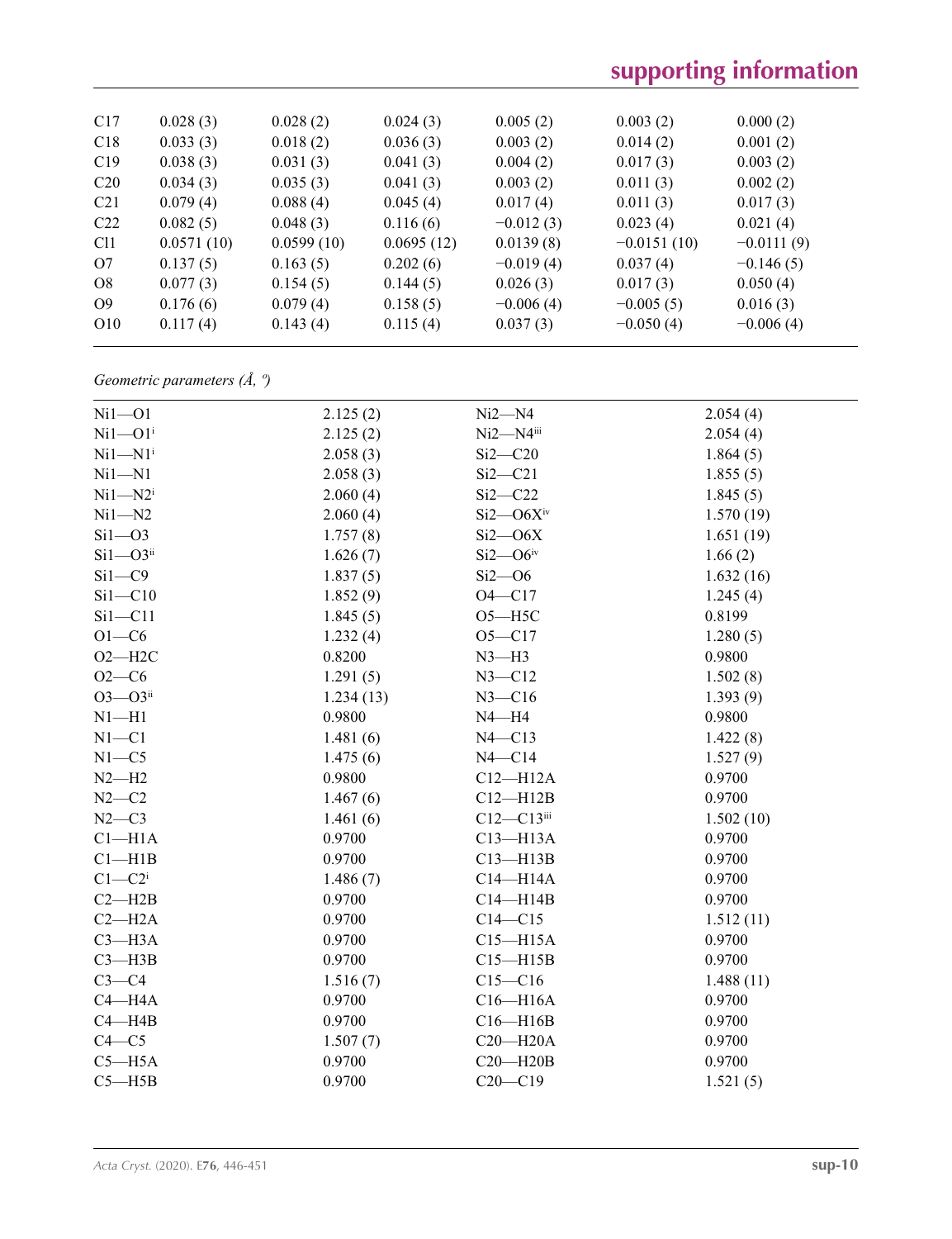| | | | | | | |
|---|---|---|---|---|---|---|
| C17 | 0.028 (3) | 0.028 (2) | 0.024 (3) | 0.005 (2) | 0.003 (2) | 0.000 (2) |
| C18 | 0.033 (3) | 0.018 (2) | 0.036 (3) | 0.003 (2) | 0.014 (2) | 0.001 (2) |
| C19 | 0.038 (3) | 0.031 (3) | 0.041 (3) | 0.004 (2) | 0.017 (3) | 0.003 (2) |
| C20 | 0.034 (3) | 0.035 (3) | 0.041 (3) | 0.003 (2) | 0.011 (3) | 0.002 (2) |
| C21 | 0.079 (4) | 0.088 (4) | 0.045 (4) | 0.017 (4) | 0.011 (3) | 0.017 (3) |
| C22 | 0.082 (5) | 0.048 (3) | 0.116 (6) | −0.012 (3) | 0.023 (4) | 0.021 (4) |
| Cl1 | 0.0571 (10) | 0.0599 (10) | 0.0695 (12) | 0.0139 (8) | −0.0151 (10) | −0.0111 (9) |
| O7 | 0.137 (5) | 0.163 (5) | 0.202 (6) | −0.019 (4) | 0.037 (4) | −0.146 (5) |
| O8 | 0.077 (3) | 0.154 (5) | 0.144 (5) | 0.026 (3) | 0.017 (3) | 0.050 (4) |
| O9 | 0.176 (6) | 0.079 (4) | 0.158 (5) | −0.006 (4) | −0.005 (5) | 0.016 (3) |
| O10 | 0.117 (4) | 0.143 (4) | 0.115 (4) | 0.037 (3) | −0.050 (4) | −0.006 (4) |

*Geometric parameters (Å, º)*

| | | | |
|---|---|---|---|
| Ni1—O1 | 2.125 (2) | Ni2—N4 | 2.054 (4) |
| Ni1—O1$^{i}$ | 2.125 (2) | Ni2—N4$^{iii}$ | 2.054 (4) |
| Ni1—N1$^{i}$ | 2.058 (3) | Si2—C20 | 1.864 (5) |
| Ni1—N1 | 2.058 (3) | Si2—C21 | 1.855 (5) |
| Ni1—N2$^{i}$ | 2.060 (4) | Si2—C22 | 1.845 (5) |
| Ni1—N2 | 2.060 (4) | Si2—O6X$^{iv}$ | 1.570 (19) |
| Si1—O3 | 1.757 (8) | Si2—O6X | 1.651 (19) |
| Si1—O3$^{ii}$ | 1.626 (7) | Si2—O6$^{iv}$ | 1.66 (2) |
| Si1—C9 | 1.837 (5) | Si2—O6 | 1.632 (16) |
| Si1—C10 | 1.852 (9) | O4—C17 | 1.245 (4) |
| Si1—C11 | 1.845 (5) | O5—H5C | 0.8199 |
| O1—C6 | 1.232 (4) | O5—C17 | 1.280 (5) |
| O2—H2C | 0.8200 | N3—H3 | 0.9800 |
| O2—C6 | 1.291 (5) | N3—C12 | 1.502 (8) |
| O3—O3$^{ii}$ | 1.234 (13) | N3—C16 | 1.393 (9) |
| N1—H1 | 0.9800 | N4—H4 | 0.9800 |
| N1—C1 | 1.481 (6) | N4—C13 | 1.422 (8) |
| N1—C5 | 1.475 (6) | N4—C14 | 1.527 (9) |
| N2—H2 | 0.9800 | C12—H12A | 0.9700 |
| N2—C2 | 1.467 (6) | C12—H12B | 0.9700 |
| N2—C3 | 1.461 (6) | C12—C13$^{iii}$ | 1.502 (10) |
| C1—H1A | 0.9700 | C13—H13A | 0.9700 |
| C1—H1B | 0.9700 | C13—H13B | 0.9700 |
| C1—C2$^{i}$ | 1.486 (7) | C14—H14A | 0.9700 |
| C2—H2B | 0.9700 | C14—H14B | 0.9700 |
| C2—H2A | 0.9700 | C14—C15 | 1.512 (11) |
| C3—H3A | 0.9700 | C15—H15A | 0.9700 |
| C3—H3B | 0.9700 | C15—H15B | 0.9700 |
| C3—C4 | 1.516 (7) | C15—C16 | 1.488 (11) |
| C4—H4A | 0.9700 | C16—H16A | 0.9700 |
| C4—H4B | 0.9700 | C16—H16B | 0.9700 |
| C4—C5 | 1.507 (7) | C20—H20A | 0.9700 |
| C5—H5A | 0.9700 | C20—H20B | 0.9700 |
| C5—H5B | 0.9700 | C20—C19 | 1.521 (5) |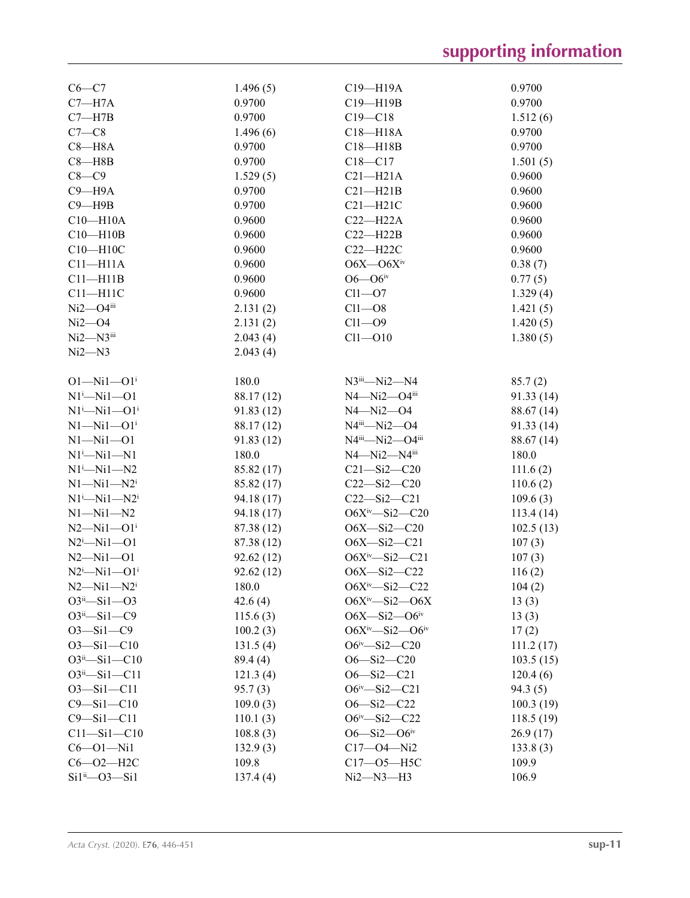| | | | |
|---|---|---|---|
| C6—C7 | 1.496 (5) | C19—H19A | 0.9700 |
| C7—H7A | 0.9700 | C19—H19B | 0.9700 |
| C7—H7B | 0.9700 | C19—C18 | 1.512 (6) |
| C7—C8 | 1.496 (6) | C18—H18A | 0.9700 |
| C8—H8A | 0.9700 | C18—H18B | 0.9700 |
| C8—H8B | 0.9700 | C18—C17 | 1.501 (5) |
| C8—C9 | 1.529 (5) | C21—H21A | 0.9600 |
| C9—H9A | 0.9700 | C21—H21B | 0.9600 |
| C9—H9B | 0.9700 | C21—H21C | 0.9600 |
| C10—H10A | 0.9600 | C22—H22A | 0.9600 |
| C10—H10B | 0.9600 | C22—H22B | 0.9600 |
| C10—H10C | 0.9600 | C22—H22C | 0.9600 |
| C11—H11A | 0.9600 | O6X—O6X$^{iv}$ | 0.38 (7) |
| C11—H11B | 0.9600 | O6—O6$^{iv}$ | 0.77 (5) |
| C11—H11C | 0.9600 | Cl1—O7 | 1.329 (4) |
| Ni2—O4$^{iii}$ | 2.131 (2) | Cl1—O8 | 1.421 (5) |
| Ni2—O4 | 2.131 (2) | Cl1—O9 | 1.420 (5) |
| Ni2—N3$^{iii}$ | 2.043 (4) | Cl1—O10 | 1.380 (5) |
| Ni2—N3 | 2.043 (4) | | |
| | | | |
| O1—Ni1—O1$^{i}$ | 180.0 | N3$^{iii}$—Ni2—N4 | 85.7 (2) |
| N1$^{i}$—Ni1—O1 | 88.17 (12) | N4—Ni2—O4$^{iii}$ | 91.33 (14) |
| N1$^{i}$—Ni1—O1$^{i}$ | 91.83 (12) | N4—Ni2—O4 | 88.67 (14) |
| N1—Ni1—O1$^{i}$ | 88.17 (12) | N4$^{iii}$—Ni2—O4 | 91.33 (14) |
| N1—Ni1—O1 | 91.83 (12) | N4$^{iii}$—Ni2—O4$^{iii}$ | 88.67 (14) |
| N1$^{i}$—Ni1—N1 | 180.0 | N4—Ni2—N4$^{iii}$ | 180.0 |
| N1$^{i}$—Ni1—N2 | 85.82 (17) | C21—Si2—C20 | 111.6 (2) |
| N1—Ni1—N2$^{i}$ | 85.82 (17) | C22—Si2—C20 | 110.6 (2) |
| N1$^{i}$—Ni1—N2$^{i}$ | 94.18 (17) | C22—Si2—C21 | 109.6 (3) |
| N1—Ni1—N2 | 94.18 (17) | O6X$^{iv}$—Si2—C20 | 113.4 (14) |
| N2—Ni1—O1$^{i}$ | 87.38 (12) | O6X—Si2—C20 | 102.5 (13) |
| N2$^{i}$—Ni1—O1 | 87.38 (12) | O6X—Si2—C21 | 107 (3) |
| N2—Ni1—O1 | 92.62 (12) | O6X$^{iv}$—Si2—C21 | 107 (3) |
| N2$^{i}$—Ni1—O1$^{i}$ | 92.62 (12) | O6X—Si2—C22 | 116 (2) |
| N2—Ni1—N2$^{i}$ | 180.0 | O6X$^{iv}$—Si2—C22 | 104 (2) |
| O3$^{ii}$—Si1—O3 | 42.6 (4) | O6X$^{iv}$—Si2—O6X | 13 (3) |
| O3$^{ii}$—Si1—C9 | 115.6 (3) | O6X—Si2—O6$^{iv}$ | 13 (3) |
| O3—Si1—C9 | 100.2 (3) | O6X$^{iv}$—Si2—O6$^{iv}$ | 17 (2) |
| O3—Si1—C10 | 131.5 (4) | O6$^{iv}$—Si2—C20 | 111.2 (17) |
| O3$^{ii}$—Si1—C10 | 89.4 (4) | O6—Si2—C20 | 103.5 (15) |
| O3$^{ii}$—Si1—C11 | 121.3 (4) | O6—Si2—C21 | 120.4 (6) |
| O3—Si1—C11 | 95.7 (3) | O6$^{iv}$—Si2—C21 | 94.3 (5) |
| C9—Si1—C10 | 109.0 (3) | O6—Si2—C22 | 100.3 (19) |
| C9—Si1—C11 | 110.1 (3) | O6$^{iv}$—Si2—C22 | 118.5 (19) |
| C11—Si1—C10 | 108.8 (3) | O6—Si2—O6$^{iv}$ | 26.9 (17) |
| C6—O1—Ni1 | 132.9 (3) | C17—O4—Ni2 | 133.8 (3) |
| C6—O2—H2C | 109.8 | C17—O5—H5C | 109.9 |
| Si1$^{ii}$—O3—Si1 | 137.4 (4) | Ni2—N3—H3 | 106.9 |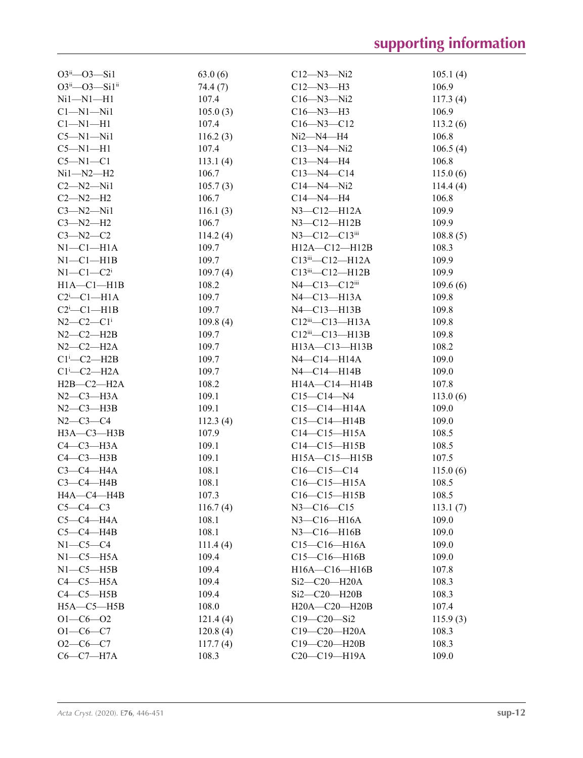| | | | |
|---|---|---|---|
| O3$^{ii}$—O3—Si1 | 63.0 (6) | C12—N3—Ni2 | 105.1 (4) |
| O3$^{ii}$—O3—Si1$^{ii}$ | 74.4 (7) | C12—N3—H3 | 106.9 |
| Ni1—N1—H1 | 107.4 | C16—N3—Ni2 | 117.3 (4) |
| C1—N1—Ni1 | 105.0 (3) | C16—N3—H3 | 106.9 |
| C1—N1—H1 | 107.4 | C16—N3—C12 | 113.2 (6) |
| C5—N1—Ni1 | 116.2 (3) | Ni2—N4—H4 | 106.8 |
| C5—N1—H1 | 107.4 | C13—N4—Ni2 | 106.5 (4) |
| C5—N1—C1 | 113.1 (4) | C13—N4—H4 | 106.8 |
| Ni1—N2—H2 | 106.7 | C13—N4—C14 | 115.0 (6) |
| C2—N2—Ni1 | 105.7 (3) | C14—N4—Ni2 | 114.4 (4) |
| C2—N2—H2 | 106.7 | C14—N4—H4 | 106.8 |
| C3—N2—Ni1 | 116.1 (3) | N3—C12—H12A | 109.9 |
| C3—N2—H2 | 106.7 | N3—C12—H12B | 109.9 |
| C3—N2—C2 | 114.2 (4) | N3—C12—C13$^{iii}$ | 108.8 (5) |
| N1—C1—H1A | 109.7 | H12A—C12—H12B | 108.3 |
| N1—C1—H1B | 109.7 | C13$^{iii}$—C12—H12A | 109.9 |
| N1—C1—C2$^{i}$ | 109.7 (4) | C13$^{iii}$—C12—H12B | 109.9 |
| H1A—C1—H1B | 108.2 | N4—C13—C12$^{iii}$ | 109.6 (6) |
| C2$^{i}$—C1—H1A | 109.7 | N4—C13—H13A | 109.8 |
| C2$^{i}$—C1—H1B | 109.7 | N4—C13—H13B | 109.8 |
| N2—C2—C1$^{i}$ | 109.8 (4) | C12$^{iii}$—C13—H13A | 109.8 |
| N2—C2—H2B | 109.7 | C12$^{iii}$—C13—H13B | 109.8 |
| N2—C2—H2A | 109.7 | H13A—C13—H13B | 108.2 |
| C1$^{i}$—C2—H2B | 109.7 | N4—C14—H14A | 109.0 |
| C1$^{i}$—C2—H2A | 109.7 | N4—C14—H14B | 109.0 |
| H2B—C2—H2A | 108.2 | H14A—C14—H14B | 107.8 |
| N2—C3—H3A | 109.1 | C15—C14—N4 | 113.0 (6) |
| N2—C3—H3B | 109.1 | C15—C14—H14A | 109.0 |
| N2—C3—C4 | 112.3 (4) | C15—C14—H14B | 109.0 |
| H3A—C3—H3B | 107.9 | C14—C15—H15A | 108.5 |
| C4—C3—H3A | 109.1 | C14—C15—H15B | 108.5 |
| C4—C3—H3B | 109.1 | H15A—C15—H15B | 107.5 |
| C3—C4—H4A | 108.1 | C16—C15—C14 | 115.0 (6) |
| C3—C4—H4B | 108.1 | C16—C15—H15A | 108.5 |
| H4A—C4—H4B | 107.3 | C16—C15—H15B | 108.5 |
| C5—C4—C3 | 116.7 (4) | N3—C16—C15 | 113.1 (7) |
| C5—C4—H4A | 108.1 | N3—C16—H16A | 109.0 |
| C5—C4—H4B | 108.1 | N3—C16—H16B | 109.0 |
| N1—C5—C4 | 111.4 (4) | C15—C16—H16A | 109.0 |
| N1—C5—H5A | 109.4 | C15—C16—H16B | 109.0 |
| N1—C5—H5B | 109.4 | H16A—C16—H16B | 107.8 |
| C4—C5—H5A | 109.4 | Si2—C20—H20A | 108.3 |
| C4—C5—H5B | 109.4 | Si2—C20—H20B | 108.3 |
| H5A—C5—H5B | 108.0 | H20A—C20—H20B | 107.4 |
| O1—C6—O2 | 121.4 (4) | C19—C20—Si2 | 115.9 (3) |
| O1—C6—C7 | 120.8 (4) | C19—C20—H20A | 108.3 |
| O2—C6—C7 | 117.7 (4) | C19—C20—H20B | 108.3 |
| C6—C7—H7A | 108.3 | C20—C19—H19A | 109.0 |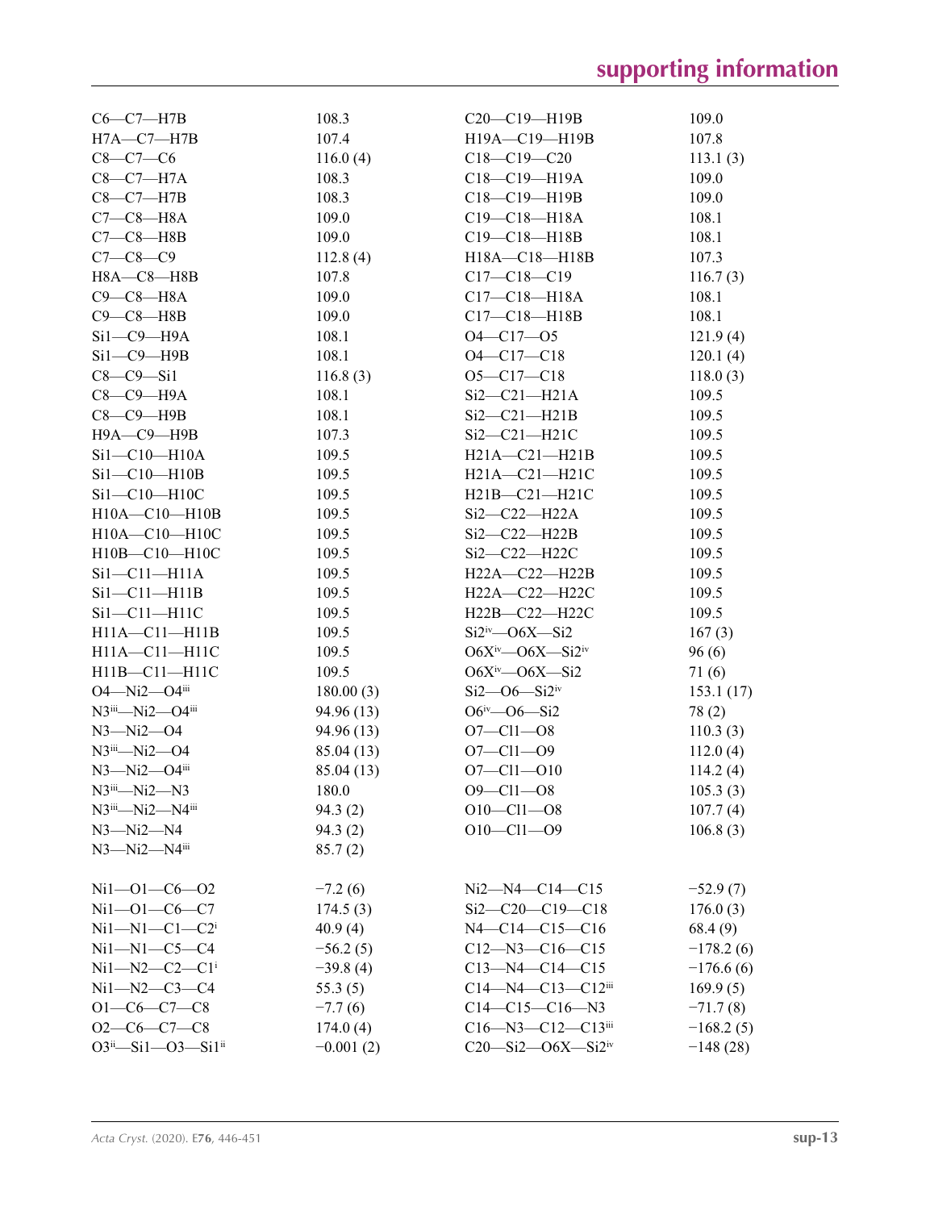| | | | |
|---|---|---|---|
| C6—C7—H7B | 108.3 | C20—C19—H19B | 109.0 |
| H7A—C7—H7B | 107.4 | H19A—C19—H19B | 107.8 |
| C8—C7—C6 | 116.0 (4) | C18—C19—C20 | 113.1 (3) |
| C8—C7—H7A | 108.3 | C18—C19—H19A | 109.0 |
| C8—C7—H7B | 108.3 | C18—C19—H19B | 109.0 |
| C7—C8—H8A | 109.0 | C19—C18—H18A | 108.1 |
| C7—C8—H8B | 109.0 | C19—C18—H18B | 108.1 |
| C7—C8—C9 | 112.8 (4) | H18A—C18—H18B | 107.3 |
| H8A—C8—H8B | 107.8 | C17—C18—C19 | 116.7 (3) |
| C9—C8—H8A | 109.0 | C17—C18—H18A | 108.1 |
| C9—C8—H8B | 109.0 | C17—C18—H18B | 108.1 |
| Si1—C9—H9A | 108.1 | O4—C17—O5 | 121.9 (4) |
| Si1—C9—H9B | 108.1 | O4—C17—C18 | 120.1 (4) |
| C8—C9—Si1 | 116.8 (3) | O5—C17—C18 | 118.0 (3) |
| C8—C9—H9A | 108.1 | Si2—C21—H21A | 109.5 |
| C8—C9—H9B | 108.1 | Si2—C21—H21B | 109.5 |
| H9A—C9—H9B | 107.3 | Si2—C21—H21C | 109.5 |
| Si1—C10—H10A | 109.5 | H21A—C21—H21B | 109.5 |
| Si1—C10—H10B | 109.5 | H21A—C21—H21C | 109.5 |
| Si1—C10—H10C | 109.5 | H21B—C21—H21C | 109.5 |
| H10A—C10—H10B | 109.5 | Si2—C22—H22A | 109.5 |
| H10A—C10—H10C | 109.5 | Si2—C22—H22B | 109.5 |
| H10B—C10—H10C | 109.5 | Si2—C22—H22C | 109.5 |
| Si1—C11—H11A | 109.5 | H22A—C22—H22B | 109.5 |
| Si1—C11—H11B | 109.5 | H22A—C22—H22C | 109.5 |
| Si1—C11—H11C | 109.5 | H22B—C22—H22C | 109.5 |
| H11A—C11—H11B | 109.5 | Si2$^{iv}$—O6X—Si2 | 167 (3) |
| H11A—C11—H11C | 109.5 | O6X$^{iv}$—O6X—Si2$^{iv}$ | 96 (6) |
| H11B—C11—H11C | 109.5 | O6X$^{iv}$—O6X—Si2 | 71 (6) |
| O4—Ni2—O4$^{iii}$ | 180.00 (3) | Si2—O6—Si2$^{iv}$ | 153.1 (17) |
| N3$^{iii}$—Ni2—O4$^{iii}$ | 94.96 (13) | O6$^{iv}$—O6—Si2 | 78 (2) |
| N3—Ni2—O4 | 94.96 (13) | O7—Cl1—O8 | 110.3 (3) |
| N3$^{iii}$—Ni2—O4 | 85.04 (13) | O7—Cl1—O9 | 112.0 (4) |
| N3—Ni2—O4$^{iii}$ | 85.04 (13) | O7—Cl1—O10 | 114.2 (4) |
| N3$^{iii}$—Ni2—N3 | 180.0 | O9—Cl1—O8 | 105.3 (3) |
| N3$^{iii}$—Ni2—N4$^{iii}$ | 94.3 (2) | O10—Cl1—O8 | 107.7 (4) |
| N3—Ni2—N4 | 94.3 (2) | O10—Cl1—O9 | 106.8 (3) |
| N3—Ni2—N4$^{iii}$ | 85.7 (2) | | |

| | | | |
|---|---|---|---|
| Ni1—O1—C6—O2 | −7.2 (6) | Ni2—N4—C14—C15 | −52.9 (7) |
| Ni1—O1—C6—C7 | 174.5 (3) | Si2—C20—C19—C18 | 176.0 (3) |
| Ni1—N1—C1—C2$^{i}$ | 40.9 (4) | N4—C14—C15—C16 | 68.4 (9) |
| Ni1—N1—C5—C4 | −56.2 (5) | C12—N3—C16—C15 | −178.2 (6) |
| Ni1—N2—C2—C1$^{i}$ | −39.8 (4) | C13—N4—C14—C15 | −176.6 (6) |
| Ni1—N2—C3—C4 | 55.3 (5) | C14—N4—C13—C12$^{iii}$ | 169.9 (5) |
| O1—C6—C7—C8 | −7.7 (6) | C14—C15—C16—N3 | −71.7 (8) |
| O2—C6—C7—C8 | 174.0 (4) | C16—N3—C12—C13$^{iii}$ | −168.2 (5) |
| O3$^{ii}$—Si1—O3—Si1$^{ii}$ | −0.001 (2) | C20—Si2—O6X—Si2$^{iv}$ | −148 (28) |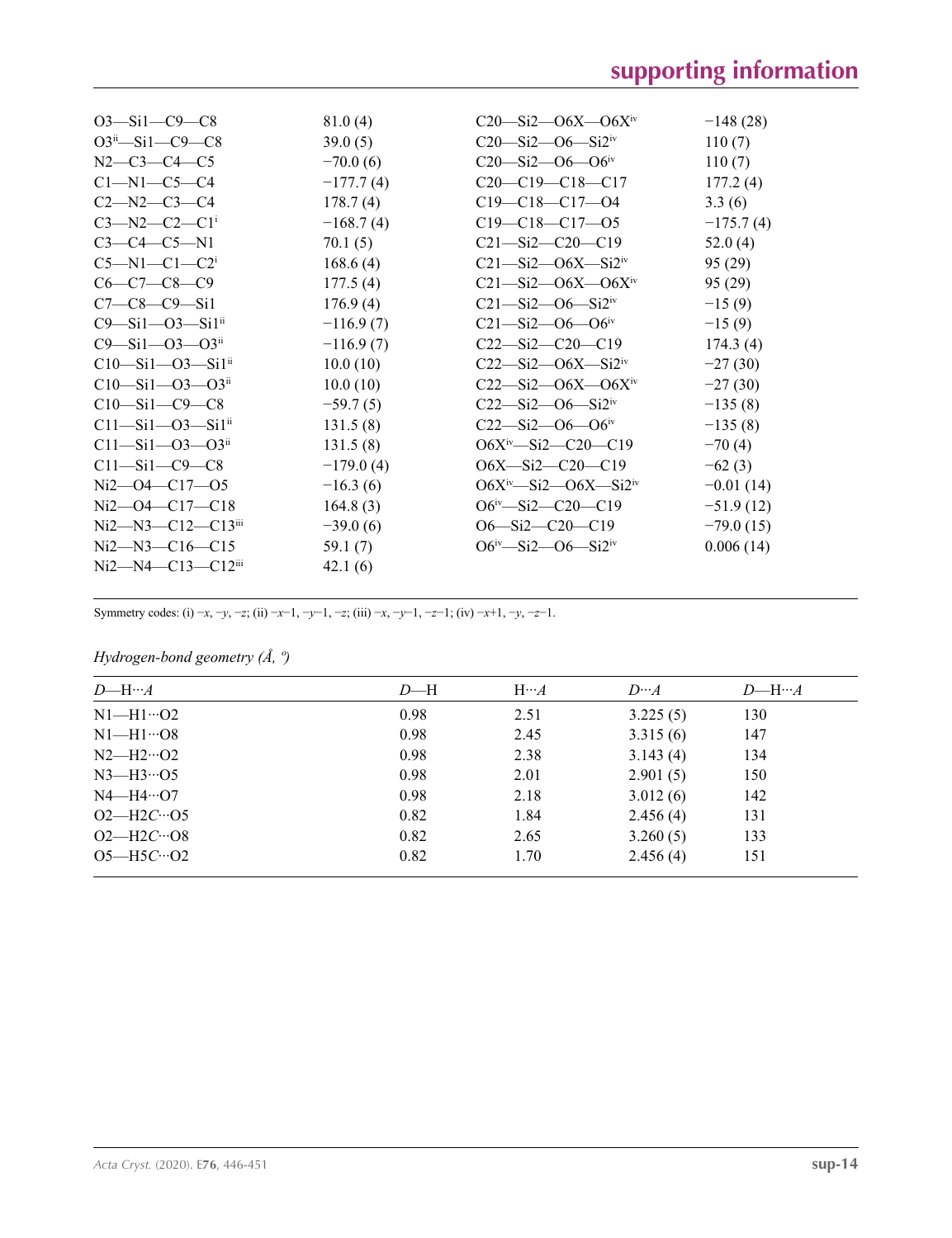| | | | |
|---|---|---|---|
| O3—Si1—C9—C8 | 81.0 (4) | C20—Si2—O6X—O6X$^{iv}$ | −148 (28) |
| O3$^{ii}$—Si1—C9—C8 | 39.0 (5) | C20—Si2—O6—Si2$^{iv}$ | 110 (7) |
| N2—C3—C4—C5 | −70.0 (6) | C20—Si2—O6—O6$^{iv}$ | 110 (7) |
| C1—N1—C5—C4 | −177.7 (4) | C20—C19—C18—C17 | 177.2 (4) |
| C2—N2—C3—C4 | 178.7 (4) | C19—C18—C17—O4 | 3.3 (6) |
| C3—N2—C2—C1$^{i}$ | −168.7 (4) | C19—C18—C17—O5 | −175.7 (4) |
| C3—C4—C5—N1 | 70.1 (5) | C21—Si2—C20—C19 | 52.0 (4) |
| C5—N1—C1—C2$^{i}$ | 168.6 (4) | C21—Si2—O6X—Si2$^{iv}$ | 95 (29) |
| C6—C7—C8—C9 | 177.5 (4) | C21—Si2—O6X—O6X$^{iv}$ | 95 (29) |
| C7—C8—C9—Si1 | 176.9 (4) | C21—Si2—O6—Si2$^{iv}$ | −15 (9) |
| C9—Si1—O3—Si1$^{ii}$ | −116.9 (7) | C21—Si2—O6—O6$^{iv}$ | −15 (9) |
| C9—Si1—O3—O3$^{ii}$ | −116.9 (7) | C22—Si2—C20—C19 | 174.3 (4) |
| C10—Si1—O3—Si1$^{ii}$ | 10.0 (10) | C22—Si2—O6X—Si2$^{iv}$ | −27 (30) |
| C10—Si1—O3—O3$^{ii}$ | 10.0 (10) | C22—Si2—O6X—O6X$^{iv}$ | −27 (30) |
| C10—Si1—C9—C8 | −59.7 (5) | C22—Si2—O6—Si2$^{iv}$ | −135 (8) |
| C11—Si1—O3—Si1$^{ii}$ | 131.5 (8) | C22—Si2—O6—O6$^{iv}$ | −135 (8) |
| C11—Si1—O3—O3$^{ii}$ | 131.5 (8) | O6X$^{iv}$—Si2—C20—C19 | −70 (4) |
| C11—Si1—C9—C8 | −179.0 (4) | O6X—Si2—C20—C19 | −62 (3) |
| Ni2—O4—C17—O5 | −16.3 (6) | O6X$^{iv}$—Si2—O6X—Si2$^{iv}$ | −0.01 (14) |
| Ni2—O4—C17—C18 | 164.8 (3) | O6$^{iv}$—Si2—C20—C19 | −51.9 (12) |
| Ni2—N3—C12—C13$^{iii}$ | −39.0 (6) | O6—Si2—C20—C19 | −79.0 (15) |
| Ni2—N3—C16—C15 | 59.1 (7) | O6$^{iv}$—Si2—O6—Si2$^{iv}$ | 0.006 (14) |
| Ni2—N4—C13—C12$^{iii}$ | 42.1 (6) | | |

Symmetry codes: (i) −*x*, −*y*, −*z*; (ii) −*x*−1, −*y*−1, −*z*; (iii) −*x*, −*y*−1, −*z*−1; (iv) −*x*+1, −*y*, −*z*−1.

*Hydrogen-bond geometry (Å, º)*

| *D*—H···*A* | *D*—H | H···*A* | *D*···*A* | *D*—H···*A* |
|---|---|---|---|---|
| N1—H1···O2 | 0.98 | 2.51 | 3.225 (5) | 130 |
| N1—H1···O8 | 0.98 | 2.45 | 3.315 (6) | 147 |
| N2—H2···O2 | 0.98 | 2.38 | 3.143 (4) | 134 |
| N3—H3···O5 | 0.98 | 2.01 | 2.901 (5) | 150 |
| N4—H4···O7 | 0.98 | 2.18 | 3.012 (6) | 142 |
| O2—H2*C*···O5 | 0.82 | 1.84 | 2.456 (4) | 131 |
| O2—H2*C*···O8 | 0.82 | 2.65 | 3.260 (5) | 133 |
| O5—H5*C*···O2 | 0.82 | 1.70 | 2.456 (4) | 151 |